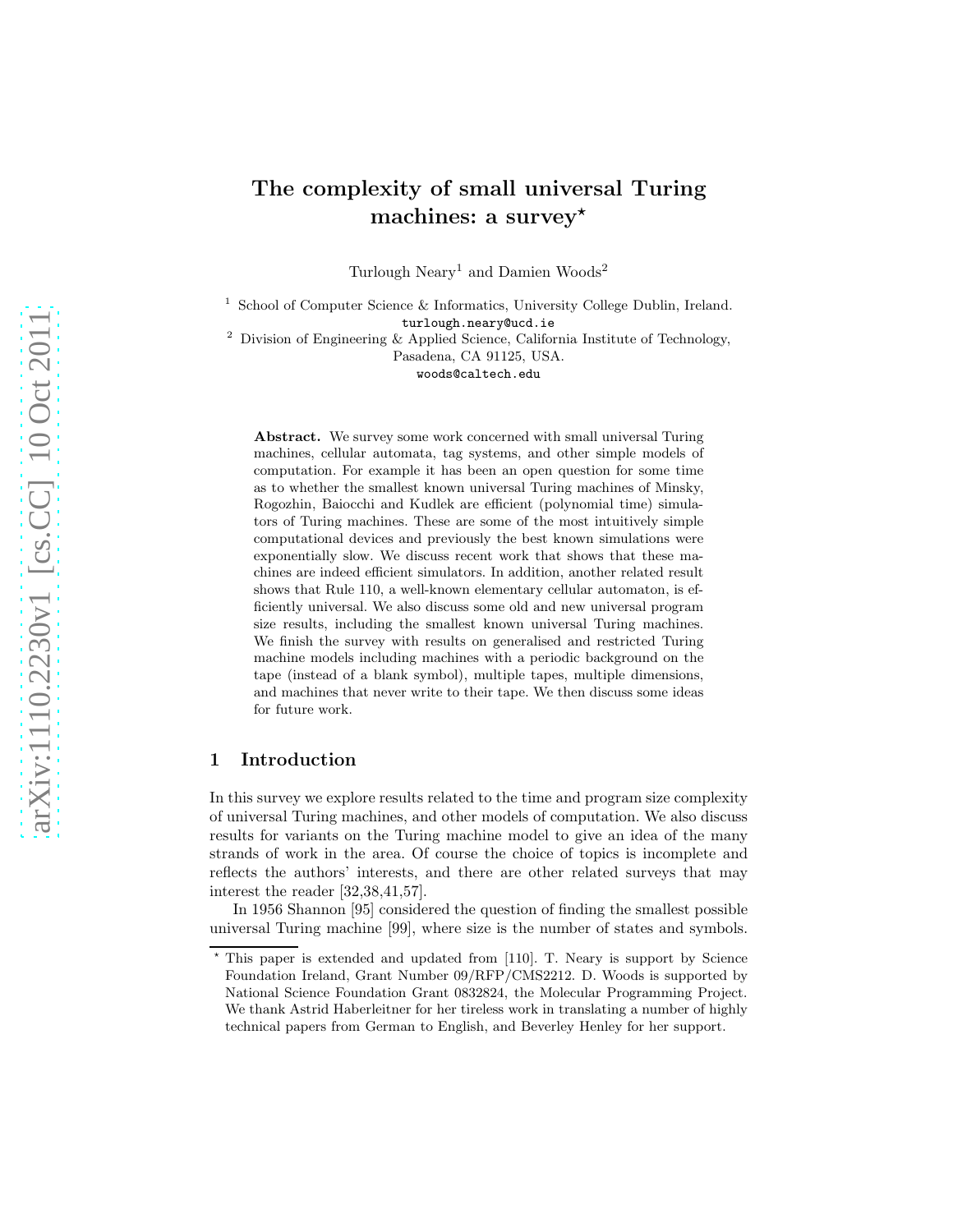# The complexity of small universal Turing machines: a survey*

Turlough Neary[1] and Damien Woods[2]

[1] School of Computer Science & Informatics, University College Dublin, Ireland.
turlough.neary@ucd.ie

[2] Division of Engineering & Applied Science, California Institute of Technology, Pasadena, CA 91125, USA.
woods@caltech.edu

**Abstract.** We survey some work concerned with small universal Turing machines, cellular automata, tag systems, and other simple models of computation. For example it has been an open question for some time as to whether the smallest known universal Turing machines of Minsky, Rogozhin, Baiocchi and Kudlek are efficient (polynomial time) simulators of Turing machines. These are some of the most intuitively simple computational devices and previously the best known simulations were exponentially slow. We discuss recent work that shows that these machines are indeed efficient simulators. In addition, another related result shows that Rule 110, a well-known elementary cellular automaton, is efficiently universal. We also discuss some old and new universal program size results, including the smallest known universal Turing machines. We finish the survey with results on generalised and restricted Turing machine models including machines with a periodic background on the tape (instead of a blank symbol), multiple tapes, multiple dimensions, and machines that never write to their tape. We then discuss some ideas for future work.

## 1 Introduction

In this survey we explore results related to the time and program size complexity of universal Turing machines, and other models of computation. We also discuss results for variants on the Turing machine model to give an idea of the many strands of work in the area. Of course the choice of topics is incomplete and reflects the authors' interests, and there are other related surveys that may interest the reader [32,38,41,57].

In 1956 Shannon [95] considered the question of finding the smallest possible universal Turing machine [99], where size is the number of states and symbols.

* This paper is extended and updated from [110]. T. Neary is support by Science Foundation Ireland, Grant Number 09/RFP/CMS2212. D. Woods is supported by National Science Foundation Grant 0832824, the Molecular Programming Project. We thank Astrid Haberleitner for her tireless work in translating a number of highly technical papers from German to English, and Beverley Henley for her support.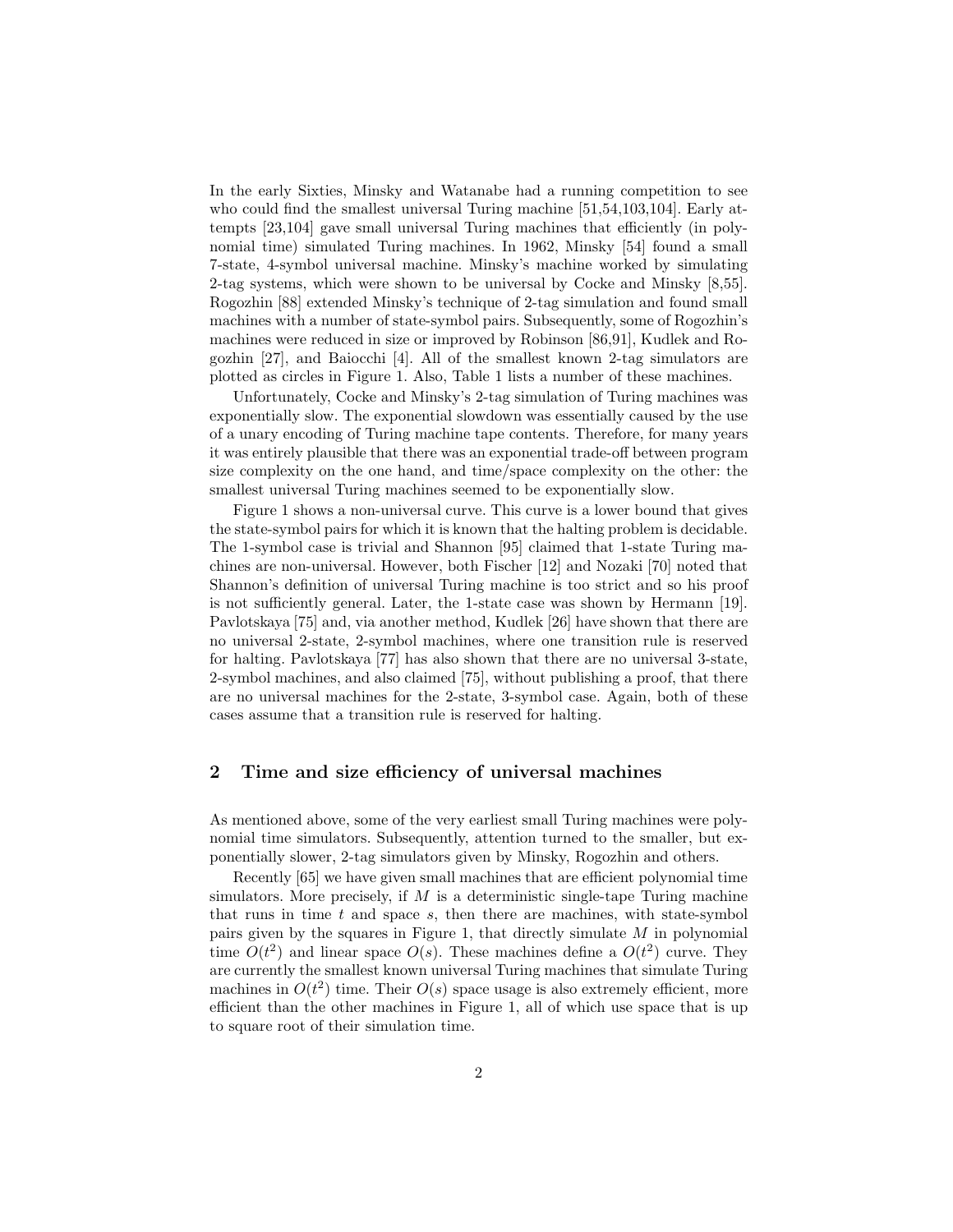In the early Sixties, Minsky and Watanabe had a running competition to see who could find the smallest universal Turing machine [51,54,103,104]. Early attempts [23,104] gave small universal Turing machines that efficiently (in polynomial time) simulated Turing machines. In 1962, Minsky [54] found a small 7-state, 4-symbol universal machine. Minsky's machine worked by simulating 2-tag systems, which were shown to be universal by Cocke and Minsky [8,55]. Rogozhin [88] extended Minsky's technique of 2-tag simulation and found small machines with a number of state-symbol pairs. Subsequently, some of Rogozhin's machines were reduced in size or improved by Robinson [86,91], Kudlek and Rogozhin [27], and Baiocchi [4]. All of the smallest known 2-tag simulators are plotted as circles in Figure 1. Also, Table 1 lists a number of these machines.

Unfortunately, Cocke and Minsky's 2-tag simulation of Turing machines was exponentially slow. The exponential slowdown was essentially caused by the use of a unary encoding of Turing machine tape contents. Therefore, for many years it was entirely plausible that there was an exponential trade-off between program size complexity on the one hand, and time/space complexity on the other: the smallest universal Turing machines seemed to be exponentially slow.

Figure 1 shows a non-universal curve. This curve is a lower bound that gives the state-symbol pairs for which it is known that the halting problem is decidable. The 1-symbol case is trivial and Shannon [95] claimed that 1-state Turing machines are non-universal. However, both Fischer [12] and Nozaki [70] noted that Shannon's definition of universal Turing machine is too strict and so his proof is not sufficiently general. Later, the 1-state case was shown by Hermann [19]. Pavlotskaya [75] and, via another method, Kudlek [26] have shown that there are no universal 2-state, 2-symbol machines, where one transition rule is reserved for halting. Pavlotskaya [77] has also shown that there are no universal 3-state, 2-symbol machines, and also claimed [75], without publishing a proof, that there are no universal machines for the 2-state, 3-symbol case. Again, both of these cases assume that a transition rule is reserved for halting.

## 2 Time and size efficiency of universal machines

As mentioned above, some of the very earliest small Turing machines were polynomial time simulators. Subsequently, attention turned to the smaller, but exponentially slower, 2-tag simulators given by Minsky, Rogozhin and others.

Recently [65] we have given small machines that are efficient polynomial time simulators. More precisely, if $M$ is a deterministic single-tape Turing machine that runs in time $t$ and space $s$, then there are machines, with state-symbol pairs given by the squares in Figure 1, that directly simulate $M$ in polynomial time $O(t^2)$ and linear space $O(s)$. These machines define a $O(t^2)$ curve. They are currently the smallest known universal Turing machines that simulate Turing machines in $O(t^2)$ time. Their $O(s)$ space usage is also extremely efficient, more efficient than the other machines in Figure 1, all of which use space that is up to square root of their simulation time.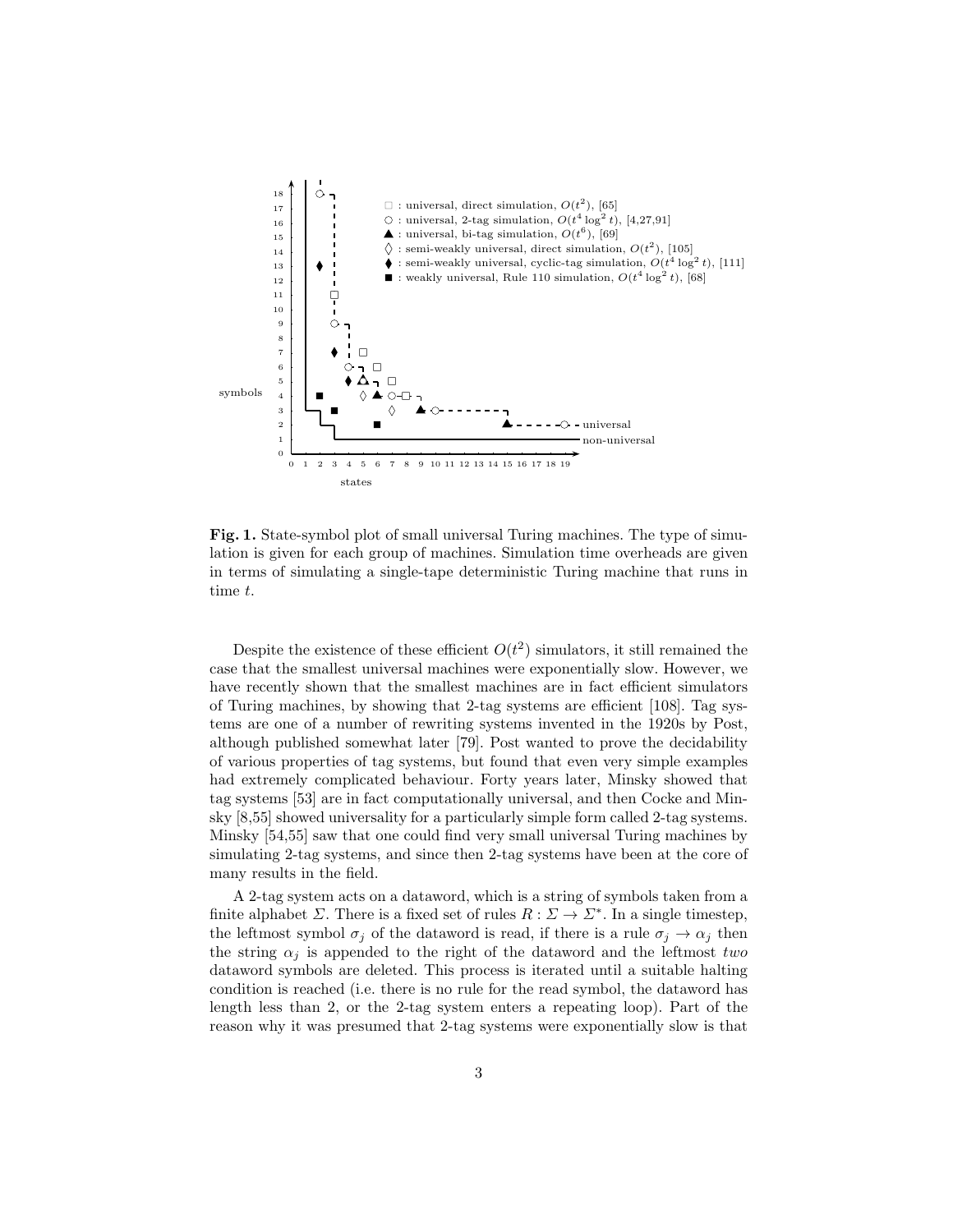Fig. 1. State-symbol plot of small universal Turing machines. The type of simulation is given for each group of machines. Simulation time overheads are given in terms of simulating a single-tape deterministic Turing machine that runs in time $t$.

Despite the existence of these efficient $O(t^2)$ simulators, it still remained the case that the smallest universal machines were exponentially slow. However, we have recently shown that the smallest machines are in fact efficient simulators of Turing machines, by showing that 2-tag systems are efficient [108]. Tag systems are one of a number of rewriting systems invented in the 1920s by Post, although published somewhat later [79]. Post wanted to prove the decidability of various properties of tag systems, but found that even very simple examples had extremely complicated behaviour. Forty years later, Minsky showed that tag systems [53] are in fact computationally universal, and then Cocke and Minsky [8,55] showed universality for a particularly simple form called 2-tag systems. Minsky [54,55] saw that one could find very small universal Turing machines by simulating 2-tag systems, and since then 2-tag systems have been at the core of many results in the field.

A 2-tag system acts on a dataword, which is a string of symbols taken from a finite alphabet $\Sigma$. There is a fixed set of rules $R : \Sigma \to \Sigma^*$. In a single timestep, the leftmost symbol $\sigma_j$ of the dataword is read, if there is a rule $\sigma_j \to \alpha_j$ then the string $\alpha_j$ is appended to the right of the dataword and the leftmost *two* dataword symbols are deleted. This process is iterated until a suitable halting condition is reached (i.e. there is no rule for the read symbol, the dataword has length less than 2, or the 2-tag system enters a repeating loop). Part of the reason why it was presumed that 2-tag systems were exponentially slow is that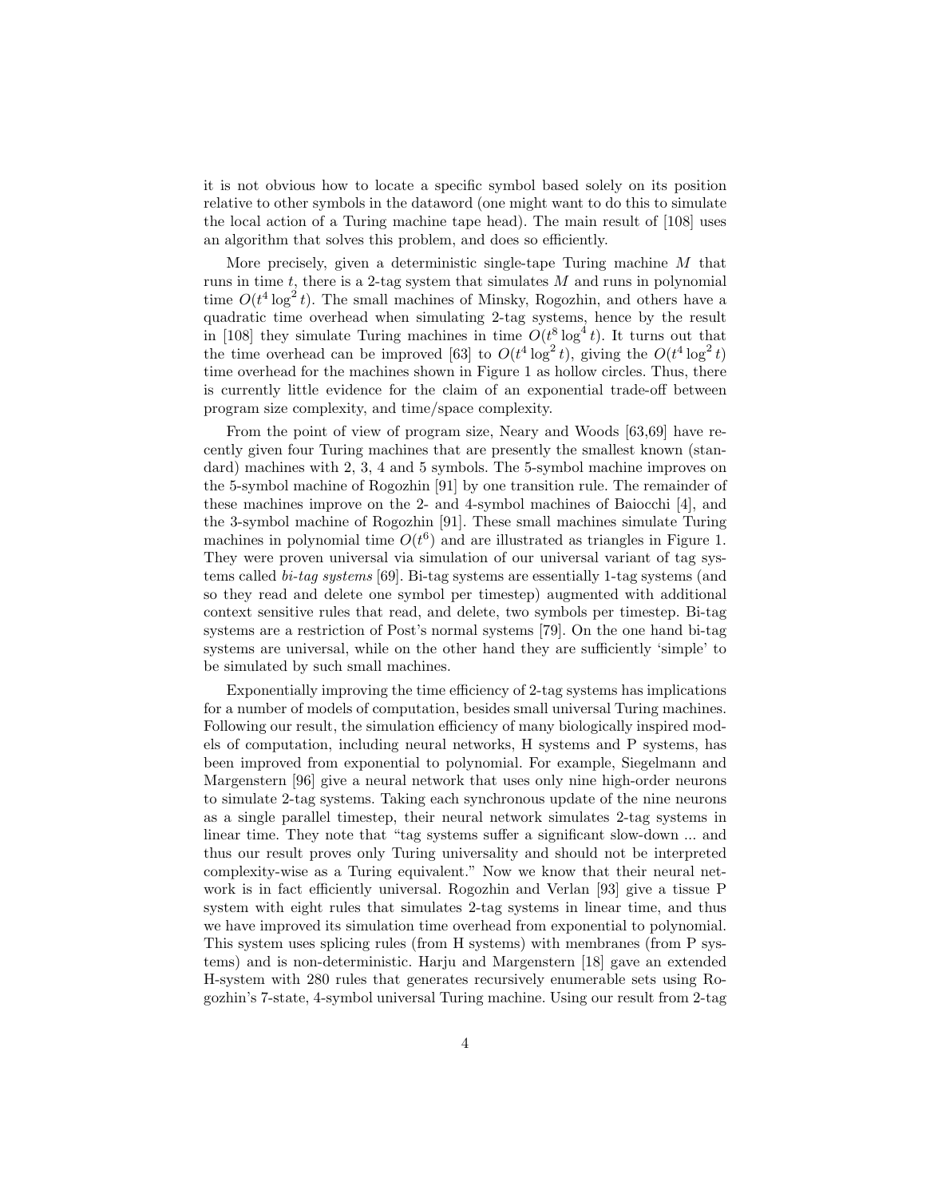it is not obvious how to locate a specific symbol based solely on its position relative to other symbols in the dataword (one might want to do this to simulate the local action of a Turing machine tape head). The main result of [108] uses an algorithm that solves this problem, and does so efficiently.

More precisely, given a deterministic single-tape Turing machine $M$ that runs in time $t$, there is a 2-tag system that simulates $M$ and runs in polynomial time $O(t^4 \log^2 t)$. The small machines of Minsky, Rogozhin, and others have a quadratic time overhead when simulating 2-tag systems, hence by the result in [108] they simulate Turing machines in time $O(t^8 \log^4 t)$. It turns out that the time overhead can be improved [63] to $O(t^4 \log^2 t)$, giving the $O(t^4 \log^2 t)$ time overhead for the machines shown in Figure 1 as hollow circles. Thus, there is currently little evidence for the claim of an exponential trade-off between program size complexity, and time/space complexity.

From the point of view of program size, Neary and Woods [63,69] have recently given four Turing machines that are presently the smallest known (standard) machines with 2, 3, 4 and 5 symbols. The 5-symbol machine improves on the 5-symbol machine of Rogozhin [91] by one transition rule. The remainder of these machines improve on the 2- and 4-symbol machines of Baiocchi [4], and the 3-symbol machine of Rogozhin [91]. These small machines simulate Turing machines in polynomial time $O(t^6)$ and are illustrated as triangles in Figure 1. They were proven universal via simulation of our universal variant of tag systems called *bi-tag systems* [69]. Bi-tag systems are essentially 1-tag systems (and so they read and delete one symbol per timestep) augmented with additional context sensitive rules that read, and delete, two symbols per timestep. Bi-tag systems are a restriction of Post's normal systems [79]. On the one hand bi-tag systems are universal, while on the other hand they are sufficiently 'simple' to be simulated by such small machines.

Exponentially improving the time efficiency of 2-tag systems has implications for a number of models of computation, besides small universal Turing machines. Following our result, the simulation efficiency of many biologically inspired models of computation, including neural networks, H systems and P systems, has been improved from exponential to polynomial. For example, Siegelmann and Margenstern [96] give a neural network that uses only nine high-order neurons to simulate 2-tag systems. Taking each synchronous update of the nine neurons as a single parallel timestep, their neural network simulates 2-tag systems in linear time. They note that "tag systems suffer a significant slow-down ... and thus our result proves only Turing universality and should not be interpreted complexity-wise as a Turing equivalent." Now we know that their neural network is in fact efficiently universal. Rogozhin and Verlan [93] give a tissue P system with eight rules that simulates 2-tag systems in linear time, and thus we have improved its simulation time overhead from exponential to polynomial. This system uses splicing rules (from H systems) with membranes (from P systems) and is non-deterministic. Harju and Margenstern [18] gave an extended H-system with 280 rules that generates recursively enumerable sets using Rogozhin's 7-state, 4-symbol universal Turing machine. Using our result from 2-tag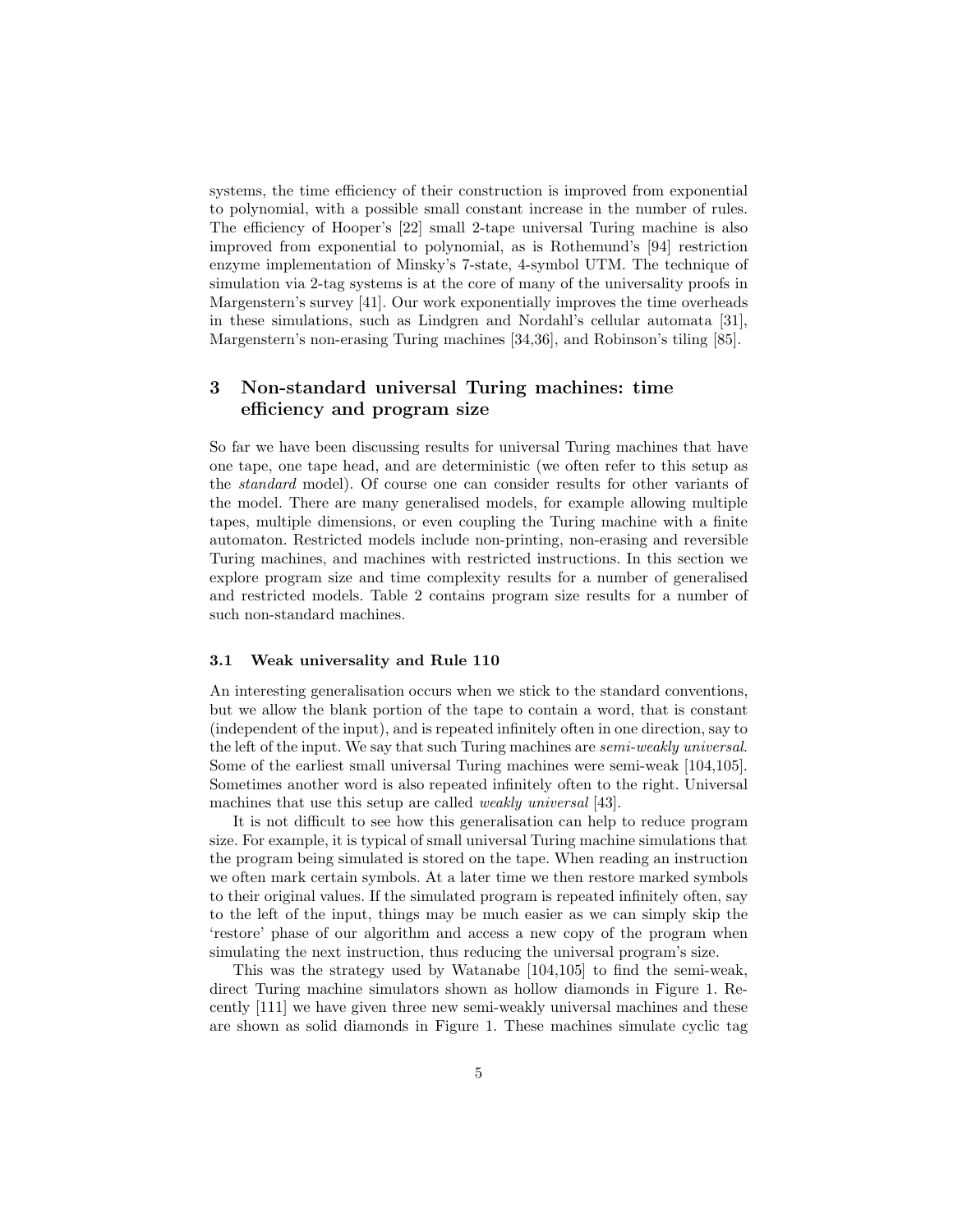systems, the time efficiency of their construction is improved from exponential to polynomial, with a possible small constant increase in the number of rules. The efficiency of Hooper's [22] small 2-tape universal Turing machine is also improved from exponential to polynomial, as is Rothemund's [94] restriction enzyme implementation of Minsky's 7-state, 4-symbol UTM. The technique of simulation via 2-tag systems is at the core of many of the universality proofs in Margenstern's survey [41]. Our work exponentially improves the time overheads in these simulations, such as Lindgren and Nordahl's cellular automata [31], Margenstern's non-erasing Turing machines [34,36], and Robinson's tiling [85].

## 3 Non-standard universal Turing machines: time efficiency and program size

So far we have been discussing results for universal Turing machines that have one tape, one tape head, and are deterministic (we often refer to this setup as the *standard* model). Of course one can consider results for other variants of the model. There are many generalised models, for example allowing multiple tapes, multiple dimensions, or even coupling the Turing machine with a finite automaton. Restricted models include non-printing, non-erasing and reversible Turing machines, and machines with restricted instructions. In this section we explore program size and time complexity results for a number of generalised and restricted models. Table 2 contains program size results for a number of such non-standard machines.

### 3.1 Weak universality and Rule 110

An interesting generalisation occurs when we stick to the standard conventions, but we allow the blank portion of the tape to contain a word, that is constant (independent of the input), and is repeated infinitely often in one direction, say to the left of the input. We say that such Turing machines are *semi-weakly universal*. Some of the earliest small universal Turing machines were semi-weak [104,105]. Sometimes another word is also repeated infinitely often to the right. Universal machines that use this setup are called *weakly universal* [43].

It is not difficult to see how this generalisation can help to reduce program size. For example, it is typical of small universal Turing machine simulations that the program being simulated is stored on the tape. When reading an instruction we often mark certain symbols. At a later time we then restore marked symbols to their original values. If the simulated program is repeated infinitely often, say to the left of the input, things may be much easier as we can simply skip the 'restore' phase of our algorithm and access a new copy of the program when simulating the next instruction, thus reducing the universal program's size.

This was the strategy used by Watanabe [104,105] to find the semi-weak, direct Turing machine simulators shown as hollow diamonds in Figure 1. Recently [111] we have given three new semi-weakly universal machines and these are shown as solid diamonds in Figure 1. These machines simulate cyclic tag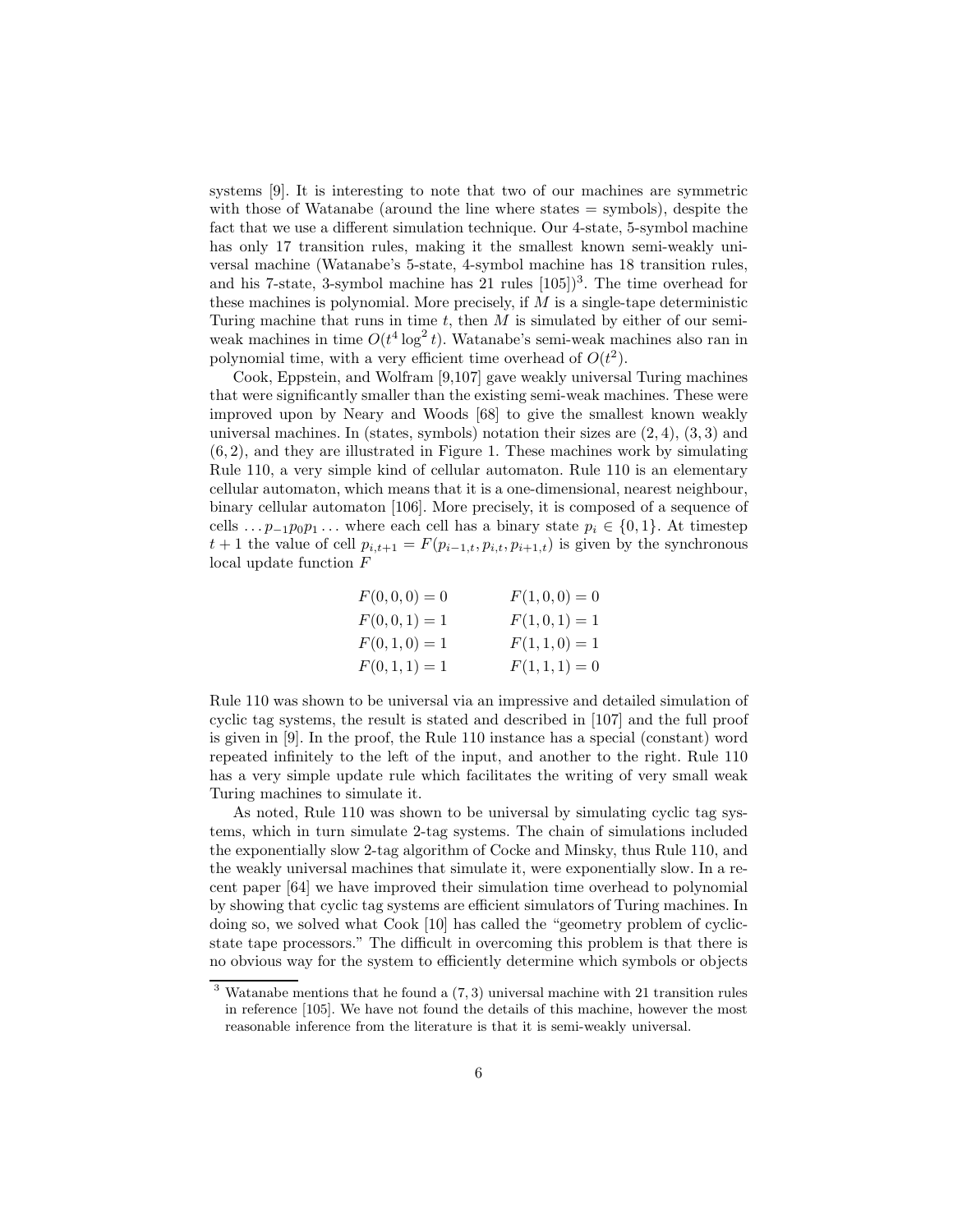systems [9]. It is interesting to note that two of our machines are symmetric with those of Watanabe (around the line where states = symbols), despite the fact that we use a different simulation technique. Our 4-state, 5-symbol machine has only 17 transition rules, making it the smallest known semi-weakly universal machine (Watanabe's 5-state, 4-symbol machine has 18 transition rules, and his 7-state, 3-symbol machine has 21 rules [105])[3]. The time overhead for these machines is polynomial. More precisely, if $M$ is a single-tape deterministic Turing machine that runs in time $t$, then $M$ is simulated by either of our semi-weak machines in time $O(t^4 \log^2 t)$. Watanabe's semi-weak machines also ran in polynomial time, with a very efficient time overhead of $O(t^2)$.

Cook, Eppstein, and Wolfram [9,107] gave weakly universal Turing machines that were significantly smaller than the existing semi-weak machines. These were improved upon by Neary and Woods [68] to give the smallest known weakly universal machines. In (states, symbols) notation their sizes are $(2,4)$, $(3,3)$ and $(6,2)$, and they are illustrated in Figure 1. These machines work by simulating Rule 110, a very simple kind of cellular automaton. Rule 110 is an elementary cellular automaton, which means that it is a one-dimensional, nearest neighbour, binary cellular automaton [106]. More precisely, it is composed of a sequence of cells $\ldots p_{-1}p_0p_1\ldots$ where each cell has a binary state $p_i \in \{0,1\}$. At timestep $t+1$ the value of cell $p_{i,t+1} = F(p_{i-1,t}, p_{i,t}, p_{i+1,t})$ is given by the synchronous local update function $F$

$$
\begin{array}{ll}
F(0,0,0) = 0 & \qquad F(1,0,0) = 0 \\
F(0,0,1) = 1 & \qquad F(1,0,1) = 1 \\
F(0,1,0) = 1 & \qquad F(1,1,0) = 1 \\
F(0,1,1) = 1 & \qquad F(1,1,1) = 0
\end{array}
$$

Rule 110 was shown to be universal via an impressive and detailed simulation of cyclic tag systems, the result is stated and described in [107] and the full proof is given in [9]. In the proof, the Rule 110 instance has a special (constant) word repeated infinitely to the left of the input, and another to the right. Rule 110 has a very simple update rule which facilitates the writing of very small weak Turing machines to simulate it.

As noted, Rule 110 was shown to be universal by simulating cyclic tag systems, which in turn simulate 2-tag systems. The chain of simulations included the exponentially slow 2-tag algorithm of Cocke and Minsky, thus Rule 110, and the weakly universal machines that simulate it, were exponentially slow. In a recent paper [64] we have improved their simulation time overhead to polynomial by showing that cyclic tag systems are efficient simulators of Turing machines. In doing so, we solved what Cook [10] has called the "geometry problem of cyclic-state tape processors." The difficult in overcoming this problem is that there is no obvious way for the system to efficiently determine which symbols or objects

[3] Watanabe mentions that he found a $(7,3)$ universal machine with 21 transition rules in reference [105]. We have not found the details of this machine, however the most reasonable inference from the literature is that it is semi-weakly universal.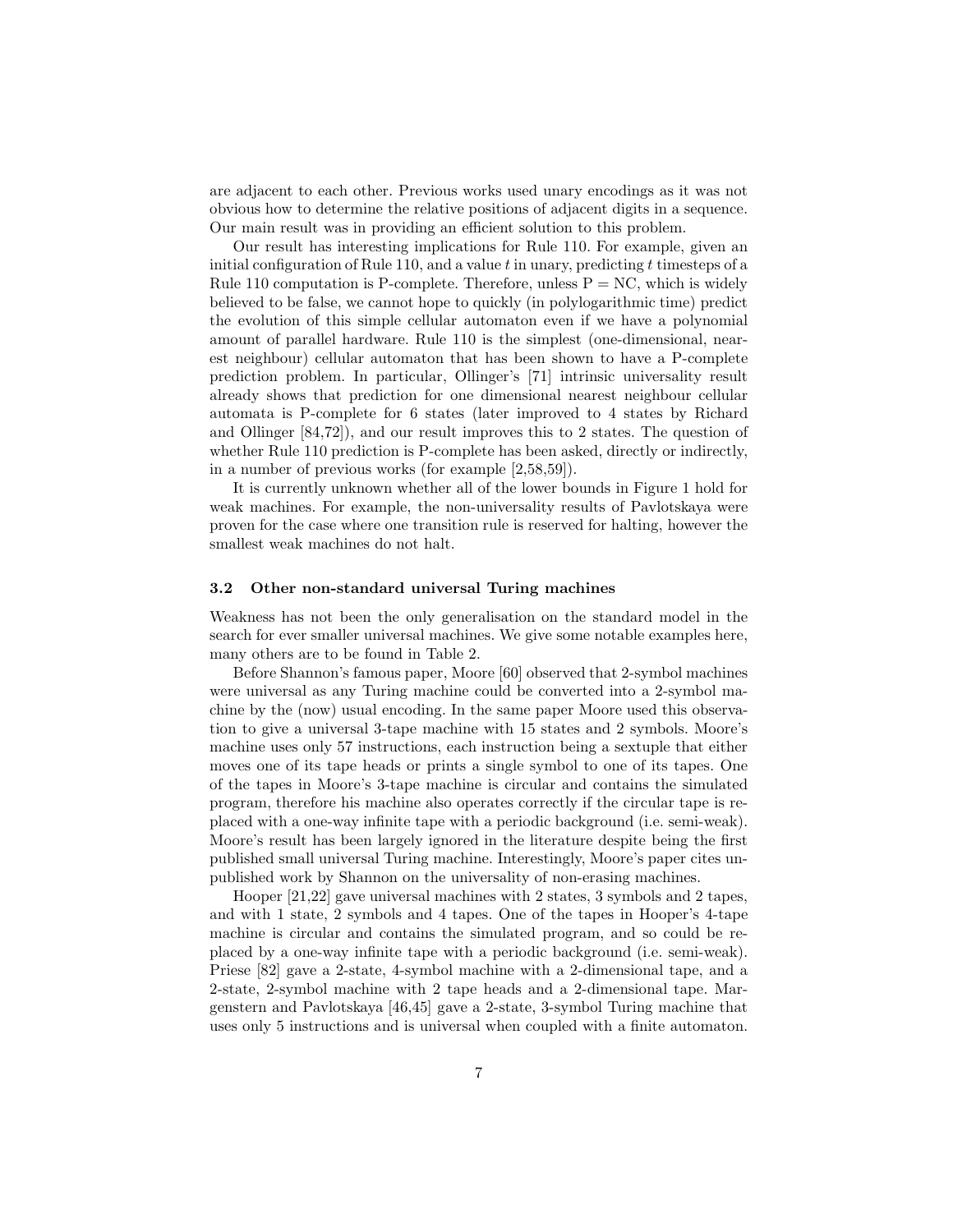are adjacent to each other. Previous works used unary encodings as it was not obvious how to determine the relative positions of adjacent digits in a sequence. Our main result was in providing an efficient solution to this problem.

Our result has interesting implications for Rule 110. For example, given an initial configuration of Rule 110, and a value $t$ in unary, predicting $t$ timesteps of a Rule 110 computation is P-complete. Therefore, unless $\mathrm{P} = \mathrm{NC}$, which is widely believed to be false, we cannot hope to quickly (in polylogarithmic time) predict the evolution of this simple cellular automaton even if we have a polynomial amount of parallel hardware. Rule 110 is the simplest (one-dimensional, nearest neighbour) cellular automaton that has been shown to have a P-complete prediction problem. In particular, Ollinger's [71] intrinsic universality result already shows that prediction for one dimensional nearest neighbour cellular automata is P-complete for 6 states (later improved to 4 states by Richard and Ollinger [84,72]), and our result improves this to 2 states. The question of whether Rule 110 prediction is P-complete has been asked, directly or indirectly, in a number of previous works (for example [2,58,59]).

It is currently unknown whether all of the lower bounds in Figure 1 hold for weak machines. For example, the non-universality results of Pavlotskaya were proven for the case where one transition rule is reserved for halting, however the smallest weak machines do not halt.

### 3.2 Other non-standard universal Turing machines

Weakness has not been the only generalisation on the standard model in the search for ever smaller universal machines. We give some notable examples here, many others are to be found in Table 2.

Before Shannon's famous paper, Moore [60] observed that 2-symbol machines were universal as any Turing machine could be converted into a 2-symbol machine by the (now) usual encoding. In the same paper Moore used this observation to give a universal 3-tape machine with 15 states and 2 symbols. Moore's machine uses only 57 instructions, each instruction being a sextuple that either moves one of its tape heads or prints a single symbol to one of its tapes. One of the tapes in Moore's 3-tape machine is circular and contains the simulated program, therefore his machine also operates correctly if the circular tape is replaced with a one-way infinite tape with a periodic background (i.e. semi-weak). Moore's result has been largely ignored in the literature despite being the first published small universal Turing machine. Interestingly, Moore's paper cites unpublished work by Shannon on the universality of non-erasing machines.

Hooper [21,22] gave universal machines with 2 states, 3 symbols and 2 tapes, and with 1 state, 2 symbols and 4 tapes. One of the tapes in Hooper's 4-tape machine is circular and contains the simulated program, and so could be replaced by a one-way infinite tape with a periodic background (i.e. semi-weak). Priese [82] gave a 2-state, 4-symbol machine with a 2-dimensional tape, and a 2-state, 2-symbol machine with 2 tape heads and a 2-dimensional tape. Margenstern and Pavlotskaya [46,45] gave a 2-state, 3-symbol Turing machine that uses only 5 instructions and is universal when coupled with a finite automaton.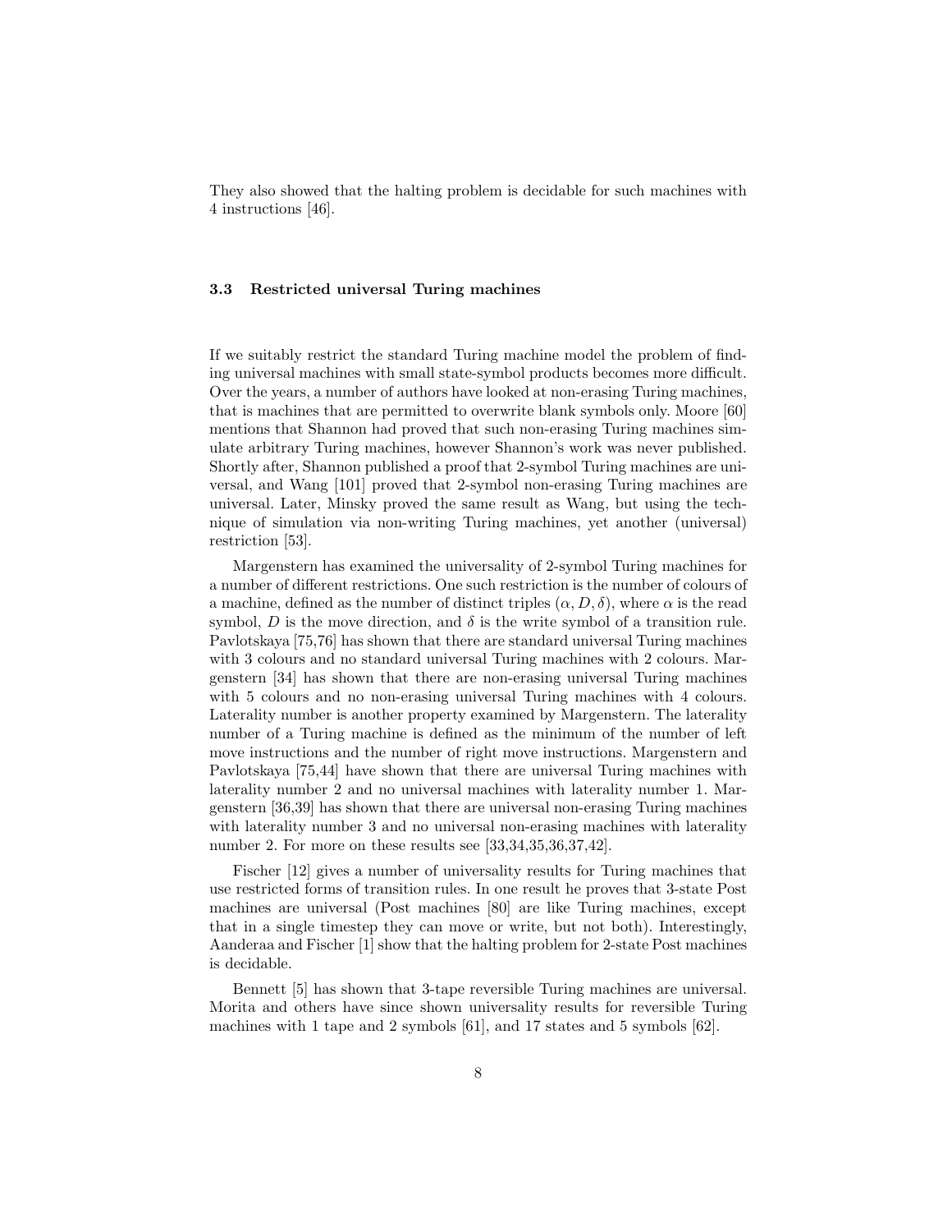They also showed that the halting problem is decidable for such machines with 4 instructions [46].

### 3.3 Restricted universal Turing machines

If we suitably restrict the standard Turing machine model the problem of finding universal machines with small state-symbol products becomes more difficult. Over the years, a number of authors have looked at non-erasing Turing machines, that is machines that are permitted to overwrite blank symbols only. Moore [60] mentions that Shannon had proved that such non-erasing Turing machines simulate arbitrary Turing machines, however Shannon's work was never published. Shortly after, Shannon published a proof that 2-symbol Turing machines are universal, and Wang [101] proved that 2-symbol non-erasing Turing machines are universal. Later, Minsky proved the same result as Wang, but using the technique of simulation via non-writing Turing machines, yet another (universal) restriction [53].

Margenstern has examined the universality of 2-symbol Turing machines for a number of different restrictions. One such restriction is the number of colours of a machine, defined as the number of distinct triples $(\alpha, D, \delta)$, where $\alpha$ is the read symbol, $D$ is the move direction, and $\delta$ is the write symbol of a transition rule. Pavlotskaya [75,76] has shown that there are standard universal Turing machines with 3 colours and no standard universal Turing machines with 2 colours. Margenstern [34] has shown that there are non-erasing universal Turing machines with 5 colours and no non-erasing universal Turing machines with 4 colours. Laterality number is another property examined by Margenstern. The laterality number of a Turing machine is defined as the minimum of the number of left move instructions and the number of right move instructions. Margenstern and Pavlotskaya [75,44] have shown that there are universal Turing machines with laterality number 2 and no universal machines with laterality number 1. Margenstern [36,39] has shown that there are universal non-erasing Turing machines with laterality number 3 and no universal non-erasing machines with laterality number 2. For more on these results see [33,34,35,36,37,42].

Fischer [12] gives a number of universality results for Turing machines that use restricted forms of transition rules. In one result he proves that 3-state Post machines are universal (Post machines [80] are like Turing machines, except that in a single timestep they can move or write, but not both). Interestingly, Aanderaa and Fischer [1] show that the halting problem for 2-state Post machines is decidable.

Bennett [5] has shown that 3-tape reversible Turing machines are universal. Morita and others have since shown universality results for reversible Turing machines with 1 tape and 2 symbols [61], and 17 states and 5 symbols [62].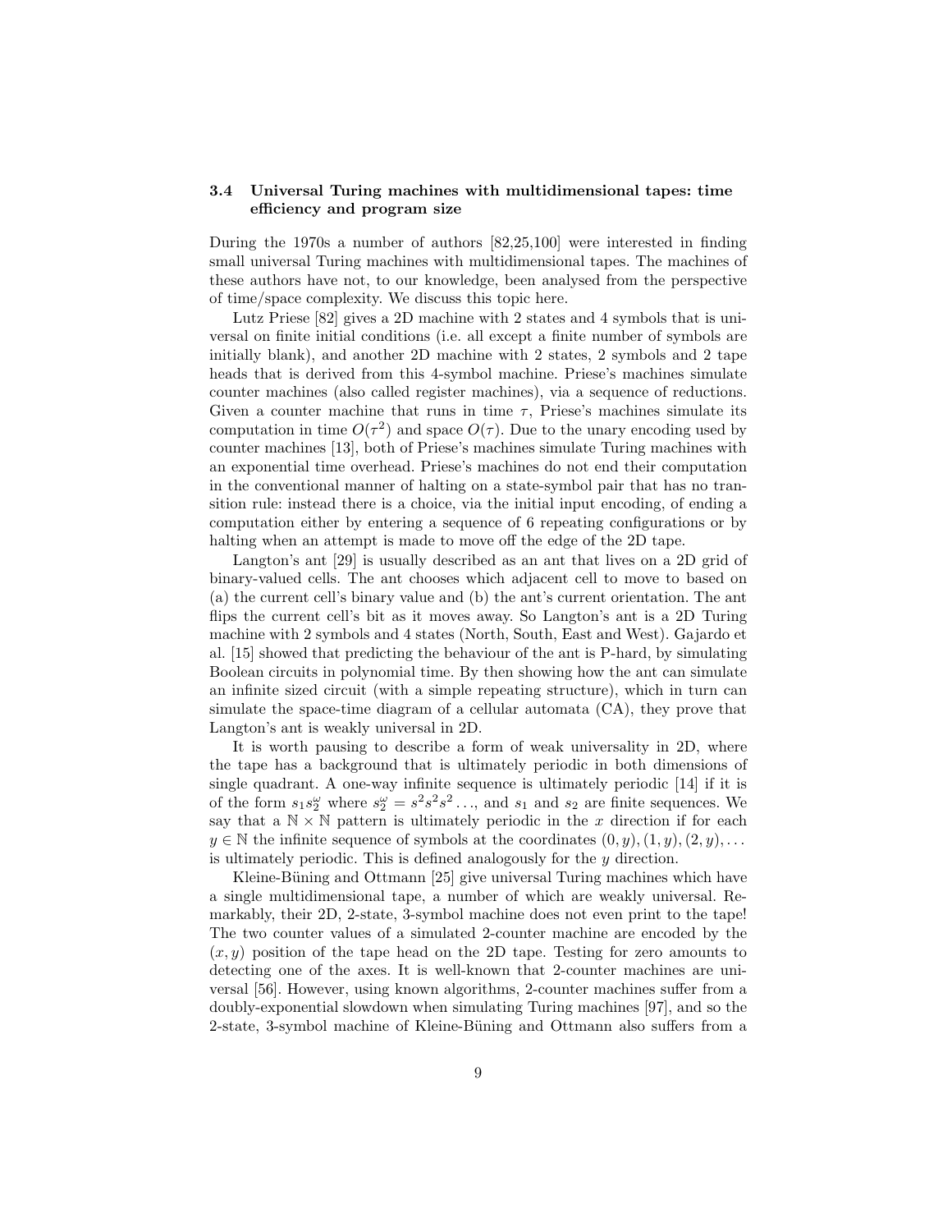### 3.4 Universal Turing machines with multidimensional tapes: time efficiency and program size

During the 1970s a number of authors [82,25,100] were interested in finding small universal Turing machines with multidimensional tapes. The machines of these authors have not, to our knowledge, been analysed from the perspective of time/space complexity. We discuss this topic here.

Lutz Priese [82] gives a 2D machine with 2 states and 4 symbols that is universal on finite initial conditions (i.e. all except a finite number of symbols are initially blank), and another 2D machine with 2 states, 2 symbols and 2 tape heads that is derived from this 4-symbol machine. Priese's machines simulate counter machines (also called register machines), via a sequence of reductions. Given a counter machine that runs in time $\tau$, Priese's machines simulate its computation in time $O(\tau^2)$ and space $O(\tau)$. Due to the unary encoding used by counter machines [13], both of Priese's machines simulate Turing machines with an exponential time overhead. Priese's machines do not end their computation in the conventional manner of halting on a state-symbol pair that has no transition rule: instead there is a choice, via the initial input encoding, of ending a computation either by entering a sequence of 6 repeating configurations or by halting when an attempt is made to move off the edge of the 2D tape.

Langton's ant [29] is usually described as an ant that lives on a 2D grid of binary-valued cells. The ant chooses which adjacent cell to move to based on (a) the current cell's binary value and (b) the ant's current orientation. The ant flips the current cell's bit as it moves away. So Langton's ant is a 2D Turing machine with 2 symbols and 4 states (North, South, East and West). Gajardo et al. [15] showed that predicting the behaviour of the ant is P-hard, by simulating Boolean circuits in polynomial time. By then showing how the ant can simulate an infinite sized circuit (with a simple repeating structure), which in turn can simulate the space-time diagram of a cellular automata (CA), they prove that Langton's ant is weakly universal in 2D.

It is worth pausing to describe a form of weak universality in 2D, where the tape has a background that is ultimately periodic in both dimensions of single quadrant. A one-way infinite sequence is ultimately periodic [14] if it is of the form $s_1 s_2^\omega$ where $s_2^\omega = s^2 s^2 s^2 \ldots$, and $s_1$ and $s_2$ are finite sequences. We say that a $\mathbb{N} \times \mathbb{N}$ pattern is ultimately periodic in the $x$ direction if for each $y \in \mathbb{N}$ the infinite sequence of symbols at the coordinates $(0, y), (1, y), (2, y), \ldots$ is ultimately periodic. This is defined analogously for the $y$ direction.

Kleine-Büning and Ottmann [25] give universal Turing machines which have a single multidimensional tape, a number of which are weakly universal. Remarkably, their 2D, 2-state, 3-symbol machine does not even print to the tape! The two counter values of a simulated 2-counter machine are encoded by the $(x, y)$ position of the tape head on the 2D tape. Testing for zero amounts to detecting one of the axes. It is well-known that 2-counter machines are universal [56]. However, using known algorithms, 2-counter machines suffer from a doubly-exponential slowdown when simulating Turing machines [97], and so the 2-state, 3-symbol machine of Kleine-Büning and Ottmann also suffers from a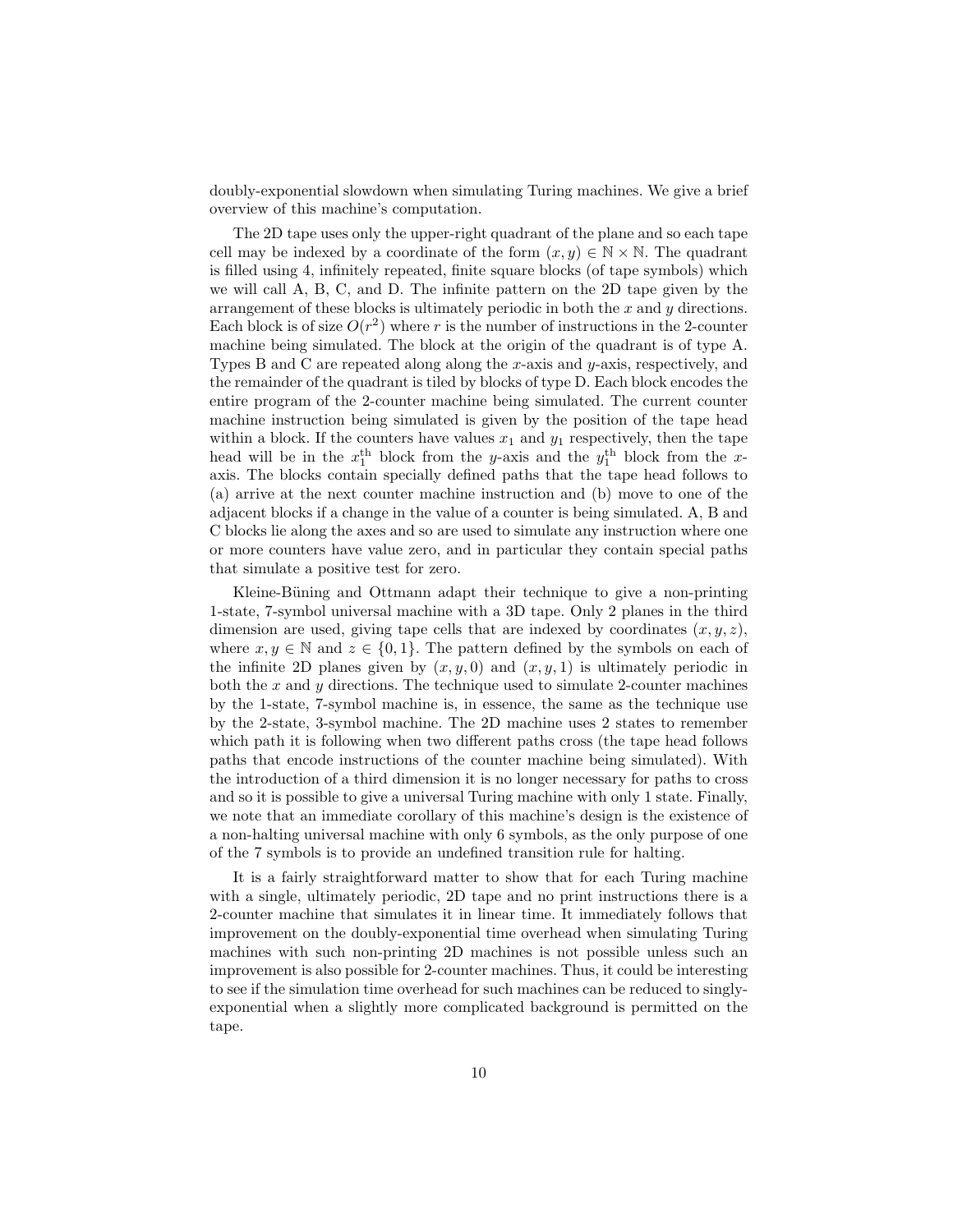doubly-exponential slowdown when simulating Turing machines. We give a brief overview of this machine's computation.

The 2D tape uses only the upper-right quadrant of the plane and so each tape cell may be indexed by a coordinate of the form $(x, y) \in \mathbb{N} \times \mathbb{N}$. The quadrant is filled using 4, infinitely repeated, finite square blocks (of tape symbols) which we will call A, B, C, and D. The infinite pattern on the 2D tape given by the arrangement of these blocks is ultimately periodic in both the $x$ and $y$ directions. Each block is of size $O(r^2)$ where $r$ is the number of instructions in the 2-counter machine being simulated. The block at the origin of the quadrant is of type A. Types B and C are repeated along along the $x$-axis and $y$-axis, respectively, and the remainder of the quadrant is tiled by blocks of type D. Each block encodes the entire program of the 2-counter machine being simulated. The current counter machine instruction being simulated is given by the position of the tape head within a block. If the counters have values $x_1$ and $y_1$ respectively, then the tape head will be in the $x_1^{\text{th}}$ block from the $y$-axis and the $y_1^{\text{th}}$ block from the $x$-axis. The blocks contain specially defined paths that the tape head follows to (a) arrive at the next counter machine instruction and (b) move to one of the adjacent blocks if a change in the value of a counter is being simulated. A, B and C blocks lie along the axes and so are used to simulate any instruction where one or more counters have value zero, and in particular they contain special paths that simulate a positive test for zero.

Kleine-Büning and Ottmann adapt their technique to give a non-printing 1-state, 7-symbol universal machine with a 3D tape. Only 2 planes in the third dimension are used, giving tape cells that are indexed by coordinates $(x, y, z)$, where $x, y \in \mathbb{N}$ and $z \in \{0, 1\}$. The pattern defined by the symbols on each of the infinite 2D planes given by $(x, y, 0)$ and $(x, y, 1)$ is ultimately periodic in both the $x$ and $y$ directions. The technique used to simulate 2-counter machines by the 1-state, 7-symbol machine is, in essence, the same as the technique use by the 2-state, 3-symbol machine. The 2D machine uses 2 states to remember which path it is following when two different paths cross (the tape head follows paths that encode instructions of the counter machine being simulated). With the introduction of a third dimension it is no longer necessary for paths to cross and so it is possible to give a universal Turing machine with only 1 state. Finally, we note that an immediate corollary of this machine's design is the existence of a non-halting universal machine with only 6 symbols, as the only purpose of one of the 7 symbols is to provide an undefined transition rule for halting.

It is a fairly straightforward matter to show that for each Turing machine with a single, ultimately periodic, 2D tape and no print instructions there is a 2-counter machine that simulates it in linear time. It immediately follows that improvement on the doubly-exponential time overhead when simulating Turing machines with such non-printing 2D machines is not possible unless such an improvement is also possible for 2-counter machines. Thus, it could be interesting to see if the simulation time overhead for such machines can be reduced to singly-exponential when a slightly more complicated background is permitted on the tape.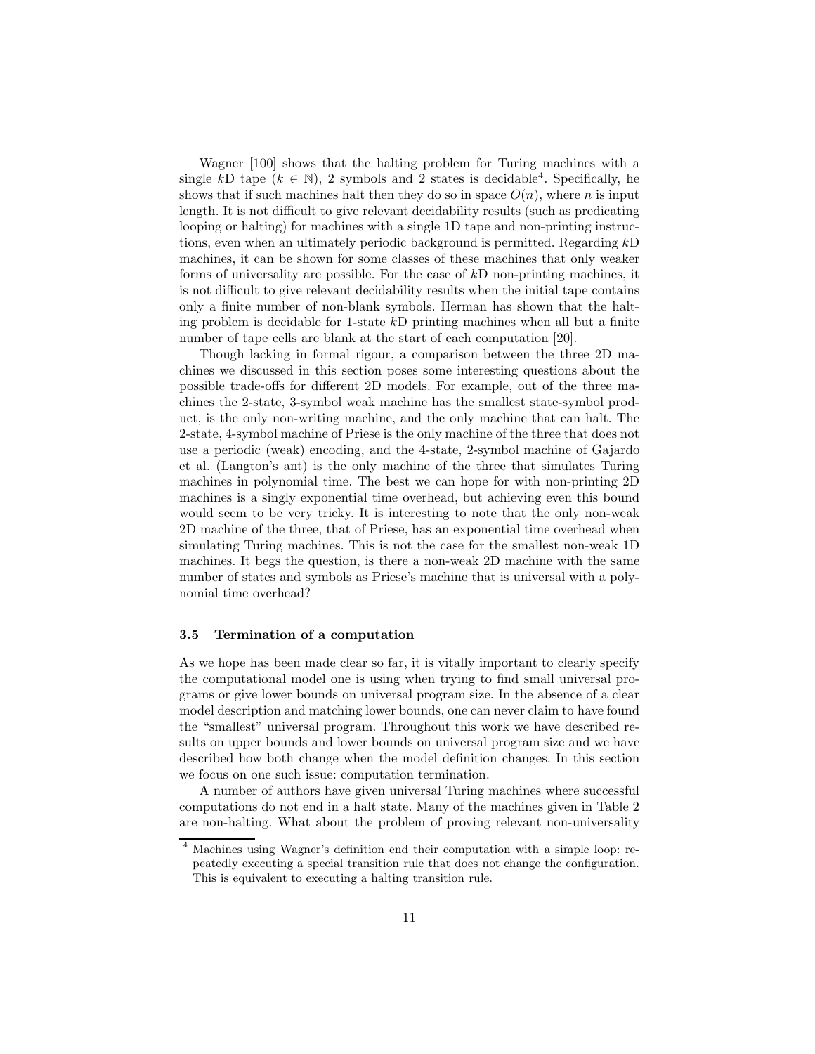Wagner [100] shows that the halting problem for Turing machines with a single $k$D tape ($k \in \mathbb{N}$), 2 symbols and 2 states is decidable[4]. Specifically, he shows that if such machines halt then they do so in space $O(n)$, where $n$ is input length. It is not difficult to give relevant decidability results (such as predicating looping or halting) for machines with a single 1D tape and non-printing instructions, even when an ultimately periodic background is permitted. Regarding $k$D machines, it can be shown for some classes of these machines that only weaker forms of universality are possible. For the case of $k$D non-printing machines, it is not difficult to give relevant decidability results when the initial tape contains only a finite number of non-blank symbols. Herman has shown that the halting problem is decidable for 1-state $k$D printing machines when all but a finite number of tape cells are blank at the start of each computation [20].

Though lacking in formal rigour, a comparison between the three 2D machines we discussed in this section poses some interesting questions about the possible trade-offs for different 2D models. For example, out of the three machines the 2-state, 3-symbol weak machine has the smallest state-symbol product, is the only non-writing machine, and the only machine that can halt. The 2-state, 4-symbol machine of Priese is the only machine of the three that does not use a periodic (weak) encoding, and the 4-state, 2-symbol machine of Gajardo et al. (Langton's ant) is the only machine of the three that simulates Turing machines in polynomial time. The best we can hope for with non-printing 2D machines is a singly exponential time overhead, but achieving even this bound would seem to be very tricky. It is interesting to note that the only non-weak 2D machine of the three, that of Priese, has an exponential time overhead when simulating Turing machines. This is not the case for the smallest non-weak 1D machines. It begs the question, is there a non-weak 2D machine with the same number of states and symbols as Priese's machine that is universal with a polynomial time overhead?

### 3.5 Termination of a computation

As we hope has been made clear so far, it is vitally important to clearly specify the computational model one is using when trying to find small universal programs or give lower bounds on universal program size. In the absence of a clear model description and matching lower bounds, one can never claim to have found the "smallest" universal program. Throughout this work we have described results on upper bounds and lower bounds on universal program size and we have described how both change when the model definition changes. In this section we focus on one such issue: computation termination.

A number of authors have given universal Turing machines where successful computations do not end in a halt state. Many of the machines given in Table 2 are non-halting. What about the problem of proving relevant non-universality

---

[4] Machines using Wagner's definition end their computation with a simple loop: repeatedly executing a special transition rule that does not change the configuration. This is equivalent to executing a halting transition rule.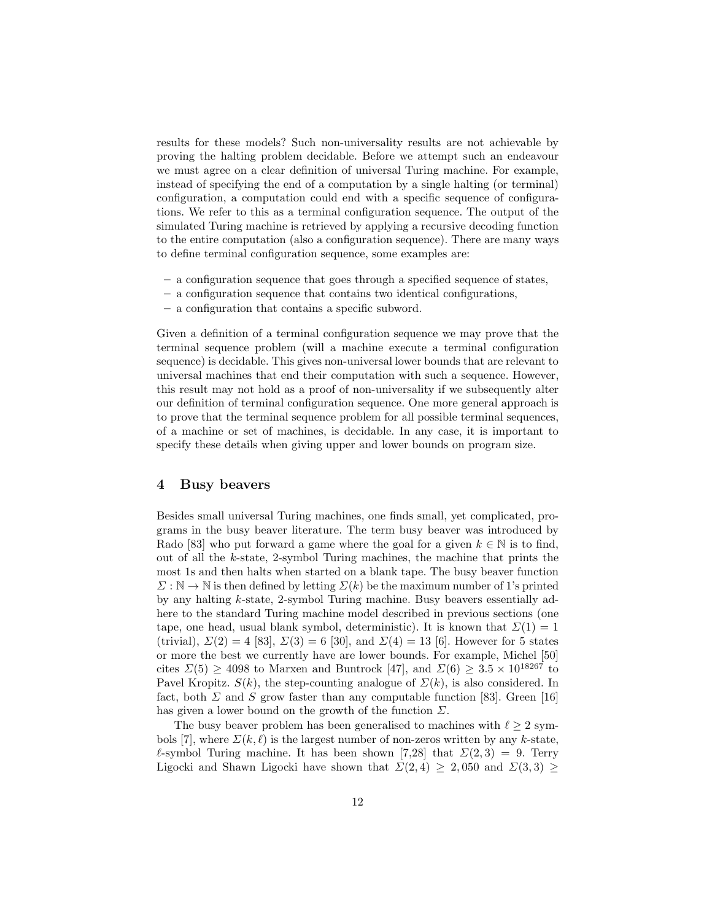results for these models? Such non-universality results are not achievable by proving the halting problem decidable. Before we attempt such an endeavour we must agree on a clear definition of universal Turing machine. For example, instead of specifying the end of a computation by a single halting (or terminal) configuration, a computation could end with a specific sequence of configurations. We refer to this as a terminal configuration sequence. The output of the simulated Turing machine is retrieved by applying a recursive decoding function to the entire computation (also a configuration sequence). There are many ways to define terminal configuration sequence, some examples are:

- a configuration sequence that goes through a specified sequence of states,
- a configuration sequence that contains two identical configurations,
- a configuration that contains a specific subword.

Given a definition of a terminal configuration sequence we may prove that the terminal sequence problem (will a machine execute a terminal configuration sequence) is decidable. This gives non-universal lower bounds that are relevant to universal machines that end their computation with such a sequence. However, this result may not hold as a proof of non-universality if we subsequently alter our definition of terminal configuration sequence. One more general approach is to prove that the terminal sequence problem for all possible terminal sequences, of a machine or set of machines, is decidable. In any case, it is important to specify these details when giving upper and lower bounds on program size.

## 4 Busy beavers

Besides small universal Turing machines, one finds small, yet complicated, programs in the busy beaver literature. The term busy beaver was introduced by Rado [83] who put forward a game where the goal for a given $k \in \mathbb{N}$ is to find, out of all the $k$-state, 2-symbol Turing machines, the machine that prints the most 1s and then halts when started on a blank tape. The busy beaver function $\Sigma : \mathbb{N} \to \mathbb{N}$ is then defined by letting $\Sigma(k)$ be the maximum number of 1's printed by any halting $k$-state, 2-symbol Turing machine. Busy beavers essentially adhere to the standard Turing machine model described in previous sections (one tape, one head, usual blank symbol, deterministic). It is known that $\Sigma(1) = 1$ (trivial), $\Sigma(2) = 4$ [83], $\Sigma(3) = 6$ [30], and $\Sigma(4) = 13$ [6]. However for 5 states or more the best we currently have are lower bounds. For example, Michel [50] cites $\Sigma(5) \geq 4098$ to Marxen and Buntrock [47], and $\Sigma(6) \geq 3.5 \times 10^{18267}$ to Pavel Kropitz. $S(k)$, the step-counting analogue of $\Sigma(k)$, is also considered. In fact, both $\Sigma$ and $S$ grow faster than any computable function [83]. Green [16] has given a lower bound on the growth of the function $\Sigma$.

The busy beaver problem has been generalised to machines with $\ell \geq 2$ symbols [7], where $\Sigma(k, \ell)$ is the largest number of non-zeros written by any $k$-state, $\ell$-symbol Turing machine. It has been shown [7,28] that $\Sigma(2, 3) = 9$. Terry Ligocki and Shawn Ligocki have shown that $\Sigma(2, 4) \geq 2,050$ and $\Sigma(3, 3) \geq$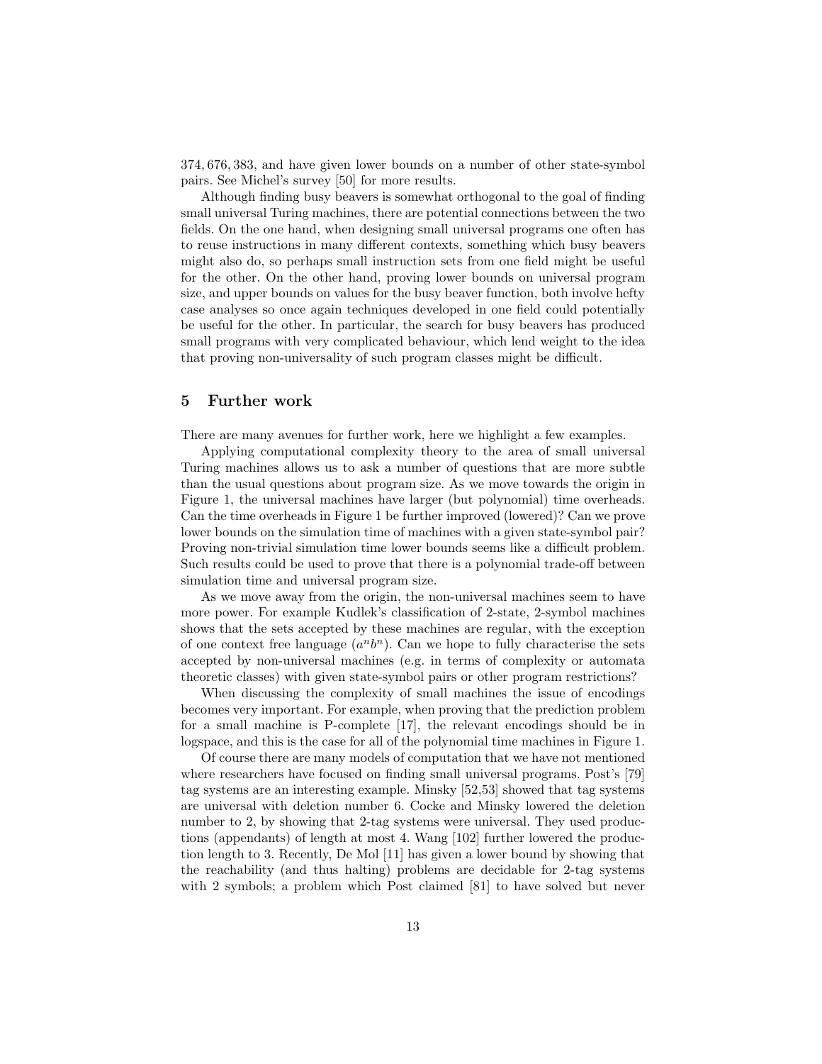374, 676, 383, and have given lower bounds on a number of other state-symbol pairs. See Michel's survey [50] for more results.

Although finding busy beavers is somewhat orthogonal to the goal of finding small universal Turing machines, there are potential connections between the two fields. On the one hand, when designing small universal programs one often has to reuse instructions in many different contexts, something which busy beavers might also do, so perhaps small instruction sets from one field might be useful for the other. On the other hand, proving lower bounds on universal program size, and upper bounds on values for the busy beaver function, both involve hefty case analyses so once again techniques developed in one field could potentially be useful for the other. In particular, the search for busy beavers has produced small programs with very complicated behaviour, which lend weight to the idea that proving non-universality of such program classes might be difficult.

## 5 Further work

There are many avenues for further work, here we highlight a few examples.

Applying computational complexity theory to the area of small universal Turing machines allows us to ask a number of questions that are more subtle than the usual questions about program size. As we move towards the origin in Figure 1, the universal machines have larger (but polynomial) time overheads. Can the time overheads in Figure 1 be further improved (lowered)? Can we prove lower bounds on the simulation time of machines with a given state-symbol pair? Proving non-trivial simulation time lower bounds seems like a difficult problem. Such results could be used to prove that there is a polynomial trade-off between simulation time and universal program size.

As we move away from the origin, the non-universal machines seem to have more power. For example Kudlek's classification of 2-state, 2-symbol machines shows that the sets accepted by these machines are regular, with the exception of one context free language ($a^n b^n$). Can we hope to fully characterise the sets accepted by non-universal machines (e.g. in terms of complexity or automata theoretic classes) with given state-symbol pairs or other program restrictions?

When discussing the complexity of small machines the issue of encodings becomes very important. For example, when proving that the prediction problem for a small machine is P-complete [17], the relevant encodings should be in logspace, and this is the case for all of the polynomial time machines in Figure 1.

Of course there are many models of computation that we have not mentioned where researchers have focused on finding small universal programs. Post's [79] tag systems are an interesting example. Minsky [52,53] showed that tag systems are universal with deletion number 6. Cocke and Minsky lowered the deletion number to 2, by showing that 2-tag systems were universal. They used productions (appendants) of length at most 4. Wang [102] further lowered the production length to 3. Recently, De Mol [11] has given a lower bound by showing that the reachability (and thus halting) problems are decidable for 2-tag systems with 2 symbols; a problem which Post claimed [81] to have solved but never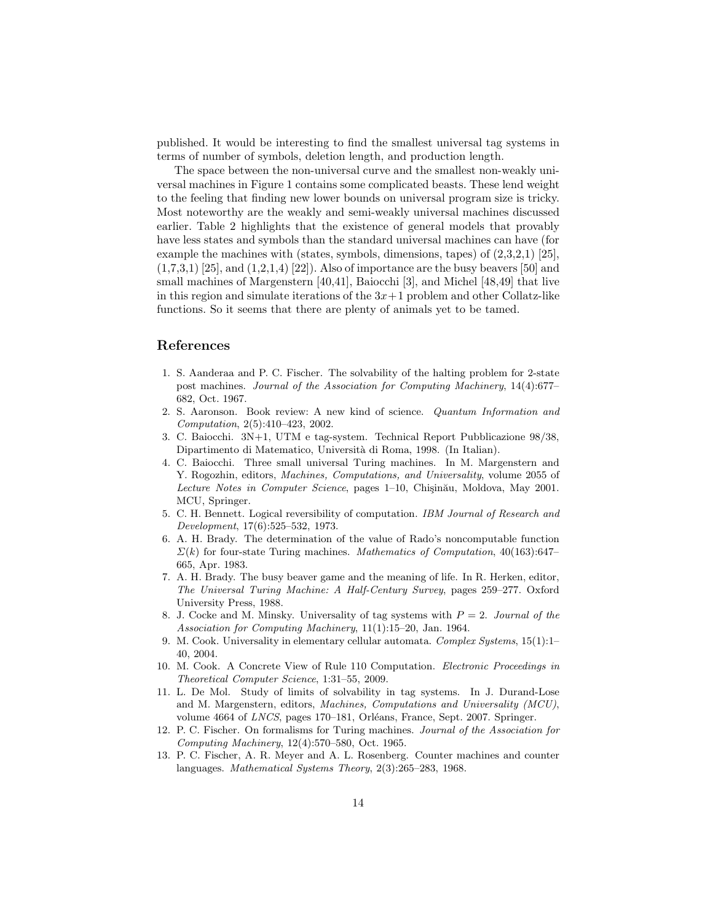published. It would be interesting to find the smallest universal tag systems in terms of number of symbols, deletion length, and production length.

The space between the non-universal curve and the smallest non-weakly universal machines in Figure 1 contains some complicated beasts. These lend weight to the feeling that finding new lower bounds on universal program size is tricky. Most noteworthy are the weakly and semi-weakly universal machines discussed earlier. Table 2 highlights that the existence of general models that provably have less states and symbols than the standard universal machines can have (for example the machines with (states, symbols, dimensions, tapes) of (2,3,2,1) [25], (1,7,3,1) [25], and (1,2,1,4) [22]). Also of importance are the busy beavers [50] and small machines of Margenstern [40,41], Baiocchi [3], and Michel [48,49] that live in this region and simulate iterations of the $3x+1$ problem and other Collatz-like functions. So it seems that there are plenty of animals yet to be tamed.

## References

1. S. Aanderaa and P. C. Fischer. The solvability of the halting problem for 2-state post machines. *Journal of the Association for Computing Machinery*, 14(4):677–682, Oct. 1967.
2. S. Aaronson. Book review: A new kind of science. *Quantum Information and Computation*, 2(5):410–423, 2002.
3. C. Baiocchi. 3N+1, UTM e tag-system. Technical Report Pubblicazione 98/38, Dipartimento di Matematico, Università di Roma, 1998. (In Italian).
4. C. Baiocchi. Three small universal Turing machines. In M. Margenstern and Y. Rogozhin, editors, *Machines, Computations, and Universality*, volume 2055 of *Lecture Notes in Computer Science*, pages 1–10, Chişinău, Moldova, May 2001. MCU, Springer.
5. C. H. Bennett. Logical reversibility of computation. *IBM Journal of Research and Development*, 17(6):525–532, 1973.
6. A. H. Brady. The determination of the value of Rado's noncomputable function $\Sigma(k)$ for four-state Turing machines. *Mathematics of Computation*, 40(163):647–665, Apr. 1983.
7. A. H. Brady. The busy beaver game and the meaning of life. In R. Herken, editor, *The Universal Turing Machine: A Half-Century Survey*, pages 259–277. Oxford University Press, 1988.
8. J. Cocke and M. Minsky. Universality of tag systems with $P = 2$. *Journal of the Association for Computing Machinery*, 11(1):15–20, Jan. 1964.
9. M. Cook. Universality in elementary cellular automata. *Complex Systems*, 15(1):1–40, 2004.
10. M. Cook. A Concrete View of Rule 110 Computation. *Electronic Proceedings in Theoretical Computer Science*, 1:31–55, 2009.
11. L. De Mol. Study of limits of solvability in tag systems. In J. Durand-Lose and M. Margenstern, editors, *Machines, Computations and Universality (MCU)*, volume 4664 of *LNCS*, pages 170–181, Orléans, France, Sept. 2007. Springer.
12. P. C. Fischer. On formalisms for Turing machines. *Journal of the Association for Computing Machinery*, 12(4):570–580, Oct. 1965.
13. P. C. Fischer, A. R. Meyer and A. L. Rosenberg. Counter machines and counter languages. *Mathematical Systems Theory*, 2(3):265–283, 1968.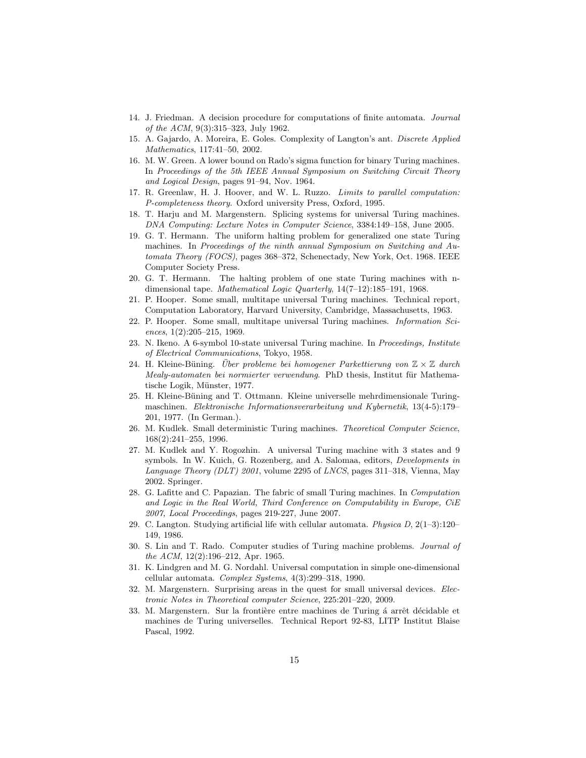14. J. Friedman. A decision procedure for computations of finite automata. *Journal of the ACM*, 9(3):315–323, July 1962.
15. A. Gajardo, A. Moreira, E. Goles. Complexity of Langton's ant. *Discrete Applied Mathematics*, 117:41–50, 2002.
16. M. W. Green. A lower bound on Rado's sigma function for binary Turing machines. In *Proceedings of the 5th IEEE Annual Symposium on Switching Circuit Theory and Logical Design*, pages 91–94, Nov. 1964.
17. R. Greenlaw, H. J. Hoover, and W. L. Ruzzo. *Limits to parallel computation: P-completeness theory*. Oxford university Press, Oxford, 1995.
18. T. Harju and M. Margenstern. Splicing systems for universal Turing machines. *DNA Computing: Lecture Notes in Computer Science*, 3384:149–158, June 2005.
19. G. T. Hermann. The uniform halting problem for generalized one state Turing machines. In *Proceedings of the ninth annual Symposium on Switching and Automata Theory (FOCS)*, pages 368–372, Schenectady, New York, Oct. 1968. IEEE Computer Society Press.
20. G. T. Hermann. The halting problem of one state Turing machines with n-dimensional tape. *Mathematical Logic Quarterly*, 14(7–12):185–191, 1968.
21. P. Hooper. Some small, multitape universal Turing machines. Technical report, Computation Laboratory, Harvard University, Cambridge, Massachusetts, 1963.
22. P. Hooper. Some small, multitape universal Turing machines. *Information Sciences*, 1(2):205–215, 1969.
23. N. Ikeno. A 6-symbol 10-state universal Turing machine. In *Proceedings, Institute of Electrical Communications*, Tokyo, 1958.
24. H. Kleine-Büning. *Über probleme bei homogener Parkettierung von $\mathbb{Z} \times \mathbb{Z}$ durch Mealy-automaten bei normierter verwendung*. PhD thesis, Institut für Mathematische Logik, Münster, 1977.
25. H. Kleine-Büning and T. Ottmann. Kleine universelle mehrdimensionale Turingmaschinen. *Elektronische Informationsverarbeitung und Kybernetik*, 13(4-5):179–201, 1977. (In German.).
26. M. Kudlek. Small deterministic Turing machines. *Theoretical Computer Science*, 168(2):241–255, 1996.
27. M. Kudlek and Y. Rogozhin. A universal Turing machine with 3 states and 9 symbols. In W. Kuich, G. Rozenberg, and A. Salomaa, editors, *Developments in Language Theory (DLT) 2001*, volume 2295 of *LNCS*, pages 311–318, Vienna, May 2002. Springer.
28. G. Lafitte and C. Papazian. The fabric of small Turing machines. In *Computation and Logic in the Real World, Third Conference on Computability in Europe, CiE 2007, Local Proceedings*, pages 219-227, June 2007.
29. C. Langton. Studying artificial life with cellular automata. *Physica D*, 2(1–3):120–149, 1986.
30. S. Lin and T. Rado. Computer studies of Turing machine problems. *Journal of the ACM*, 12(2):196–212, Apr. 1965.
31. K. Lindgren and M. G. Nordahl. Universal computation in simple one-dimensional cellular automata. *Complex Systems*, 4(3):299–318, 1990.
32. M. Margenstern. Surprising areas in the quest for small universal devices. *Electronic Notes in Theoretical computer Science*, 225:201–220, 2009.
33. M. Margenstern. Sur la frontière entre machines de Turing á arrêt décidable et machines de Turing universelles. Technical Report 92-83, LITP Institut Blaise Pascal, 1992.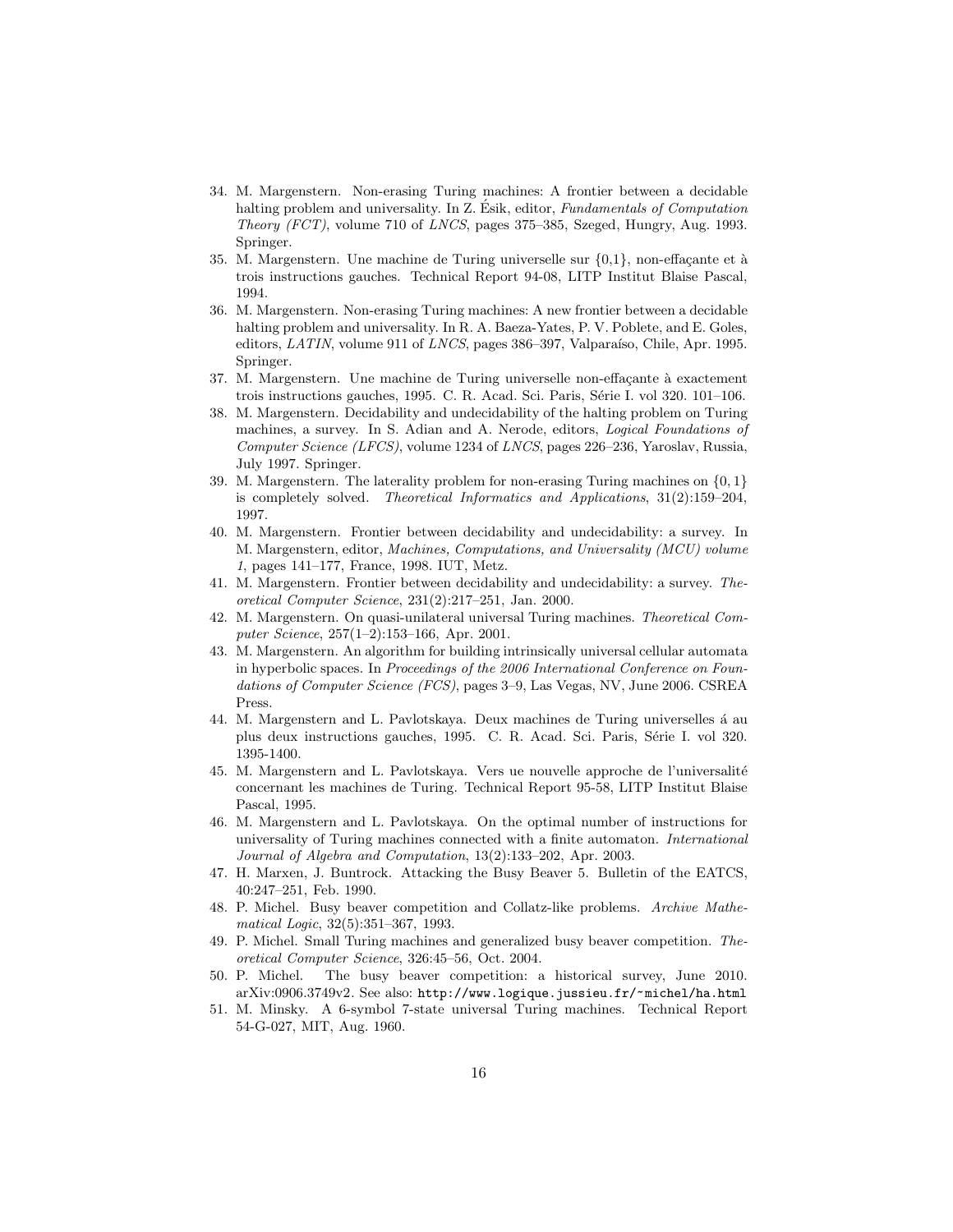34. M. Margenstern. Non-erasing Turing machines: A frontier between a decidable halting problem and universality. In Z. Ésik, editor, *Fundamentals of Computation Theory (FCT)*, volume 710 of *LNCS*, pages 375–385, Szeged, Hungry, Aug. 1993. Springer.
35. M. Margenstern. Une machine de Turing universelle sur {0,1}, non-effaçante et à trois instructions gauches. Technical Report 94-08, LITP Institut Blaise Pascal, 1994.
36. M. Margenstern. Non-erasing Turing machines: A new frontier between a decidable halting problem and universality. In R. A. Baeza-Yates, P. V. Poblete, and E. Goles, editors, *LATIN*, volume 911 of *LNCS*, pages 386–397, Valparaíso, Chile, Apr. 1995. Springer.
37. M. Margenstern. Une machine de Turing universelle non-effaçante à exactement trois instructions gauches, 1995. C. R. Acad. Sci. Paris, Série I. vol 320. 101–106.
38. M. Margenstern. Decidability and undecidability of the halting problem on Turing machines, a survey. In S. Adian and A. Nerode, editors, *Logical Foundations of Computer Science (LFCS)*, volume 1234 of *LNCS*, pages 226–236, Yaroslav, Russia, July 1997. Springer.
39. M. Margenstern. The laterality problem for non-erasing Turing machines on $\{0,1\}$ is completely solved. *Theoretical Informatics and Applications*, 31(2):159–204, 1997.
40. M. Margenstern. Frontier between decidability and undecidability: a survey. In M. Margenstern, editor, *Machines, Computations, and Universality (MCU) volume 1*, pages 141–177, France, 1998. IUT, Metz.
41. M. Margenstern. Frontier between decidability and undecidability: a survey. *Theoretical Computer Science*, 231(2):217–251, Jan. 2000.
42. M. Margenstern. On quasi-unilateral universal Turing machines. *Theoretical Computer Science*, 257(1–2):153–166, Apr. 2001.
43. M. Margenstern. An algorithm for building intrinsically universal cellular automata in hyperbolic spaces. In *Proceedings of the 2006 International Conference on Foundations of Computer Science (FCS)*, pages 3–9, Las Vegas, NV, June 2006. CSREA Press.
44. M. Margenstern and L. Pavlotskaya. Deux machines de Turing universelles á au plus deux instructions gauches, 1995. C. R. Acad. Sci. Paris, Série I. vol 320. 1395-1400.
45. M. Margenstern and L. Pavlotskaya. Vers ue nouvelle approche de l'universalité concernant les machines de Turing. Technical Report 95-58, LITP Institut Blaise Pascal, 1995.
46. M. Margenstern and L. Pavlotskaya. On the optimal number of instructions for universality of Turing machines connected with a finite automaton. *International Journal of Algebra and Computation*, 13(2):133–202, Apr. 2003.
47. H. Marxen, J. Buntrock. Attacking the Busy Beaver 5. Bulletin of the EATCS, 40:247–251, Feb. 1990.
48. P. Michel. Busy beaver competition and Collatz-like problems. *Archive Mathematical Logic*, 32(5):351–367, 1993.
49. P. Michel. Small Turing machines and generalized busy beaver competition. *Theoretical Computer Science*, 326:45–56, Oct. 2004.
50. P. Michel. The busy beaver competition: a historical survey, June 2010. arXiv:0906.3749v2. See also: `http://www.logique.jussieu.fr/~michel/ha.html`
51. M. Minsky. A 6-symbol 7-state universal Turing machines. Technical Report 54-G-027, MIT, Aug. 1960.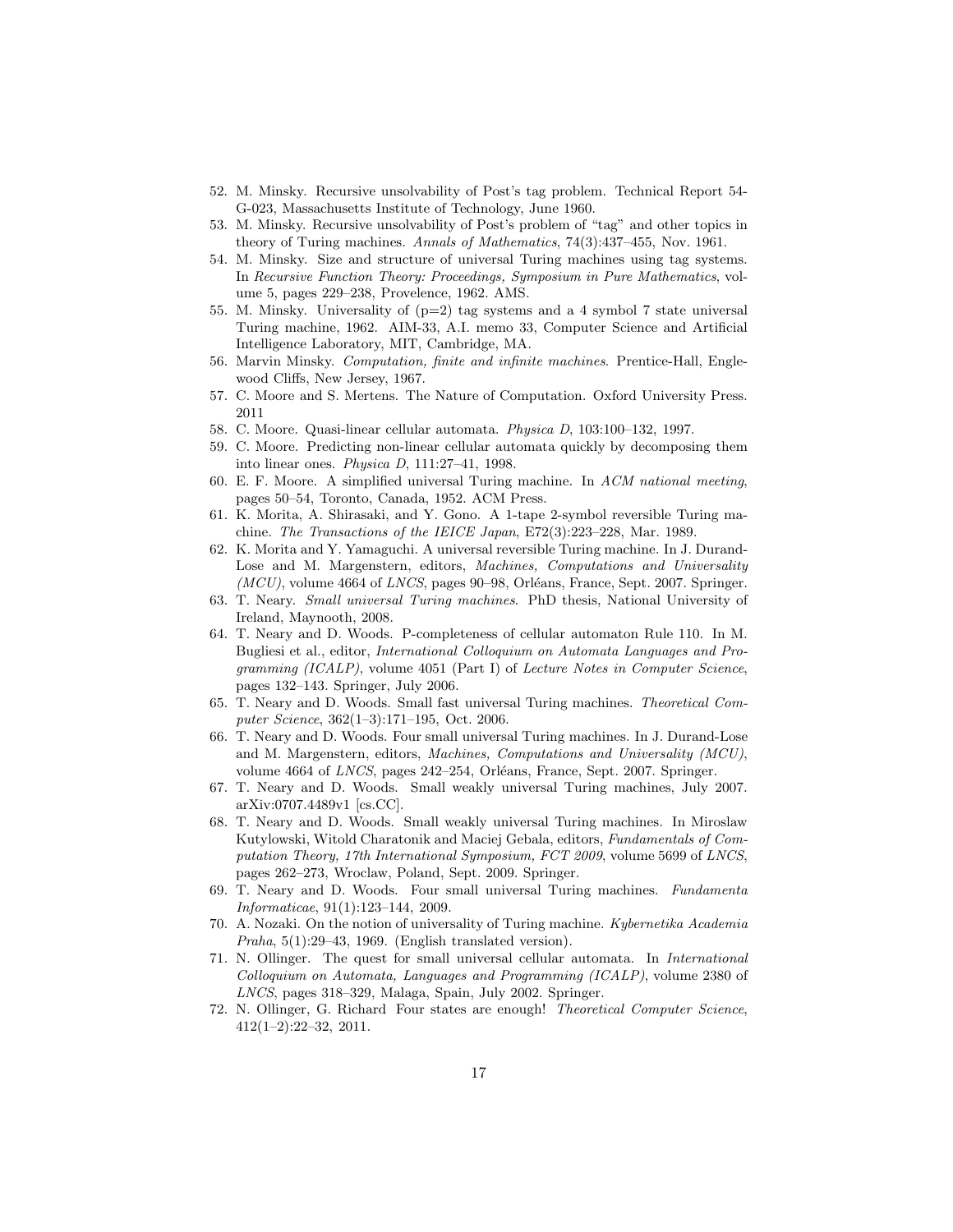52. M. Minsky. Recursive unsolvability of Post's tag problem. Technical Report 54-G-023, Massachusetts Institute of Technology, June 1960.
53. M. Minsky. Recursive unsolvability of Post's problem of "tag" and other topics in theory of Turing machines. *Annals of Mathematics*, 74(3):437–455, Nov. 1961.
54. M. Minsky. Size and structure of universal Turing machines using tag systems. In *Recursive Function Theory: Proceedings, Symposium in Pure Mathematics*, volume 5, pages 229–238, Provelence, 1962. AMS.
55. M. Minsky. Universality of (p=2) tag systems and a 4 symbol 7 state universal Turing machine, 1962. AIM-33, A.I. memo 33, Computer Science and Artificial Intelligence Laboratory, MIT, Cambridge, MA.
56. Marvin Minsky. *Computation, finite and infinite machines*. Prentice-Hall, Englewood Cliffs, New Jersey, 1967.
57. C. Moore and S. Mertens. The Nature of Computation. Oxford University Press. 2011
58. C. Moore. Quasi-linear cellular automata. *Physica D*, 103:100–132, 1997.
59. C. Moore. Predicting non-linear cellular automata quickly by decomposing them into linear ones. *Physica D*, 111:27–41, 1998.
60. E. F. Moore. A simplified universal Turing machine. In *ACM national meeting*, pages 50–54, Toronto, Canada, 1952. ACM Press.
61. K. Morita, A. Shirasaki, and Y. Gono. A 1-tape 2-symbol reversible Turing machine. *The Transactions of the IEICE Japan*, E72(3):223–228, Mar. 1989.
62. K. Morita and Y. Yamaguchi. A universal reversible Turing machine. In J. Durand-Lose and M. Margenstern, editors, *Machines, Computations and Universality (MCU)*, volume 4664 of *LNCS*, pages 90–98, Orléans, France, Sept. 2007. Springer.
63. T. Neary. *Small universal Turing machines*. PhD thesis, National University of Ireland, Maynooth, 2008.
64. T. Neary and D. Woods. P-completeness of cellular automaton Rule 110. In M. Bugliesi et al., editor, *International Colloquium on Automata Languages and Programming (ICALP)*, volume 4051 (Part I) of *Lecture Notes in Computer Science*, pages 132–143. Springer, July 2006.
65. T. Neary and D. Woods. Small fast universal Turing machines. *Theoretical Computer Science*, 362(1–3):171–195, Oct. 2006.
66. T. Neary and D. Woods. Four small universal Turing machines. In J. Durand-Lose and M. Margenstern, editors, *Machines, Computations and Universality (MCU)*, volume 4664 of *LNCS*, pages 242–254, Orléans, France, Sept. 2007. Springer.
67. T. Neary and D. Woods. Small weakly universal Turing machines, July 2007. arXiv:0707.4489v1 [cs.CC].
68. T. Neary and D. Woods. Small weakly universal Turing machines. In Miroslaw Kutylowski, Witold Charatonik and Maciej Gebala, editors, *Fundamentals of Computation Theory, 17th International Symposium, FCT 2009*, volume 5699 of *LNCS*, pages 262–273, Wroclaw, Poland, Sept. 2009. Springer.
69. T. Neary and D. Woods. Four small universal Turing machines. *Fundamenta Informaticae*, 91(1):123–144, 2009.
70. A. Nozaki. On the notion of universality of Turing machine. *Kybernetika Academia Praha*, 5(1):29–43, 1969. (English translated version).
71. N. Ollinger. The quest for small universal cellular automata. In *International Colloquium on Automata, Languages and Programming (ICALP)*, volume 2380 of *LNCS*, pages 318–329, Malaga, Spain, July 2002. Springer.
72. N. Ollinger, G. Richard Four states are enough! *Theoretical Computer Science*, 412(1–2):22–32, 2011.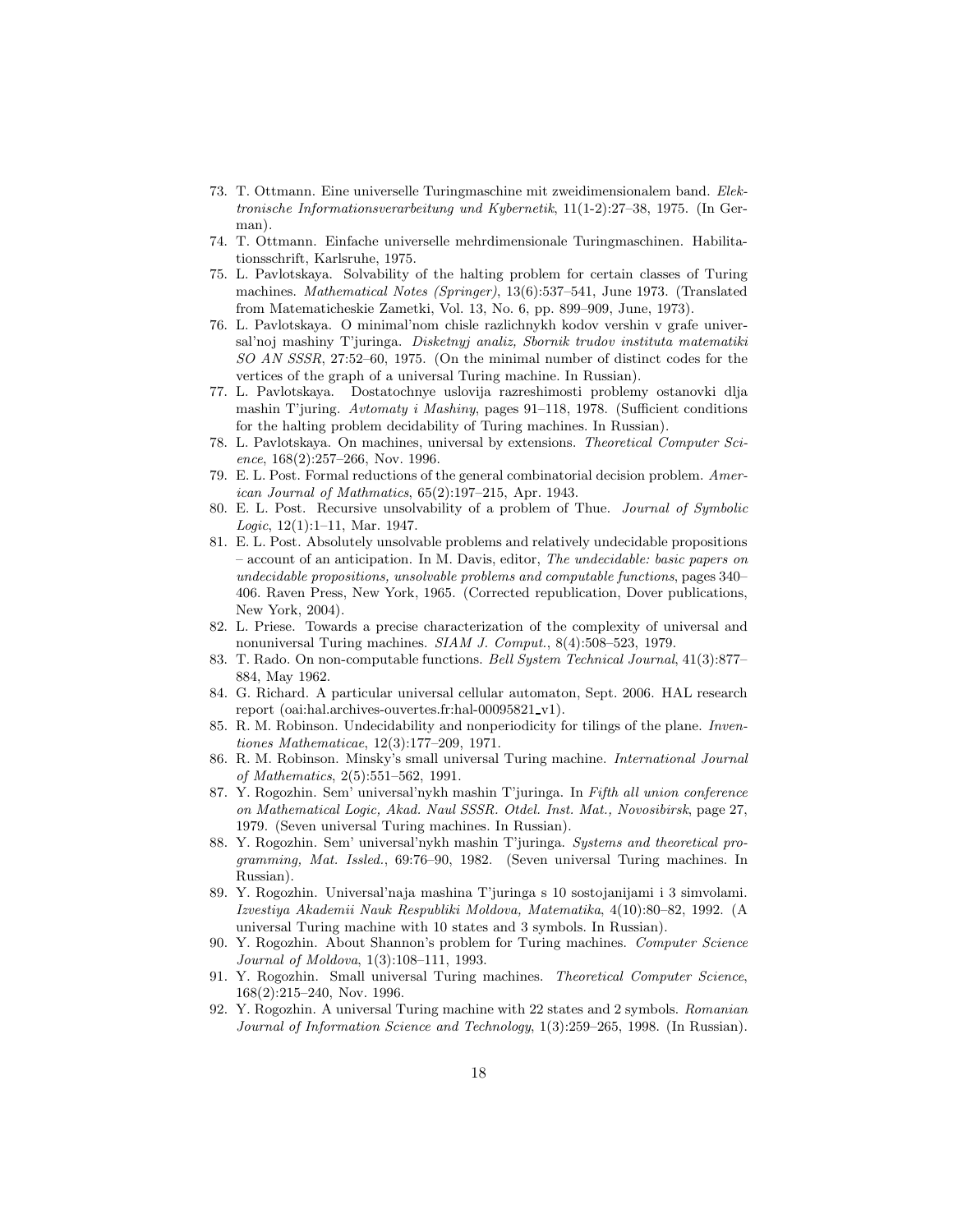73. T. Ottmann. Eine universelle Turingmaschine mit zweidimensionalem band. *Elektronische Informationsverarbeitung und Kybernetik*, 11(1-2):27–38, 1975. (In German).
74. T. Ottmann. Einfache universelle mehrdimensionale Turingmaschinen. Habilitationsschrift, Karlsruhe, 1975.
75. L. Pavlotskaya. Solvability of the halting problem for certain classes of Turing machines. *Mathematical Notes (Springer)*, 13(6):537–541, June 1973. (Translated from Matematicheskie Zametki, Vol. 13, No. 6, pp. 899–909, June, 1973).
76. L. Pavlotskaya. O minimal'nom chisle razlichnykh kodov vershin v grafe universal'noj mashiny T'juringa. *Disketnyj analiz, Sbornik trudov instituta matematiki SO AN SSSR*, 27:52–60, 1975. (On the minimal number of distinct codes for the vertices of the graph of a universal Turing machine. In Russian).
77. L. Pavlotskaya. Dostatochnye uslovija razreshimosti problemy ostanovki dlja mashin T'juring. *Avtomaty i Mashiny*, pages 91–118, 1978. (Sufficient conditions for the halting problem decidability of Turing machines. In Russian).
78. L. Pavlotskaya. On machines, universal by extensions. *Theoretical Computer Science*, 168(2):257–266, Nov. 1996.
79. E. L. Post. Formal reductions of the general combinatorial decision problem. *American Journal of Mathmatics*, 65(2):197–215, Apr. 1943.
80. E. L. Post. Recursive unsolvability of a problem of Thue. *Journal of Symbolic Logic*, 12(1):1–11, Mar. 1947.
81. E. L. Post. Absolutely unsolvable problems and relatively undecidable propositions – account of an anticipation. In M. Davis, editor, *The undecidable: basic papers on undecidable propositions, unsolvable problems and computable functions*, pages 340–406. Raven Press, New York, 1965. (Corrected republication, Dover publications, New York, 2004).
82. L. Priese. Towards a precise characterization of the complexity of universal and nonuniversal Turing machines. *SIAM J. Comput.*, 8(4):508–523, 1979.
83. T. Rado. On non-computable functions. *Bell System Technical Journal*, 41(3):877–884, May 1962.
84. G. Richard. A particular universal cellular automaton, Sept. 2006. HAL research report (oai:hal.archives-ouvertes.fr:hal-00095821_v1).
85. R. M. Robinson. Undecidability and nonperiodicity for tilings of the plane. *Inventiones Mathematicae*, 12(3):177–209, 1971.
86. R. M. Robinson. Minsky's small universal Turing machine. *International Journal of Mathematics*, 2(5):551–562, 1991.
87. Y. Rogozhin. Sem' universal'nykh mashin T'juringa. In *Fifth all union conference on Mathematical Logic, Akad. Naul SSSR. Otdel. Inst. Mat., Novosibirsk*, page 27, 1979. (Seven universal Turing machines. In Russian).
88. Y. Rogozhin. Sem' universal'nykh mashin T'juringa. *Systems and theoretical programming, Mat. Issled.*, 69:76–90, 1982. (Seven universal Turing machines. In Russian).
89. Y. Rogozhin. Universal'naja mashina T'juringa s 10 sostojanijami i 3 simvolami. *Izvestiya Akademii Nauk Respubliki Moldova, Matematika*, 4(10):80–82, 1992. (A universal Turing machine with 10 states and 3 symbols. In Russian).
90. Y. Rogozhin. About Shannon's problem for Turing machines. *Computer Science Journal of Moldova*, 1(3):108–111, 1993.
91. Y. Rogozhin. Small universal Turing machines. *Theoretical Computer Science*, 168(2):215–240, Nov. 1996.
92. Y. Rogozhin. A universal Turing machine with 22 states and 2 symbols. *Romanian Journal of Information Science and Technology*, 1(3):259–265, 1998. (In Russian).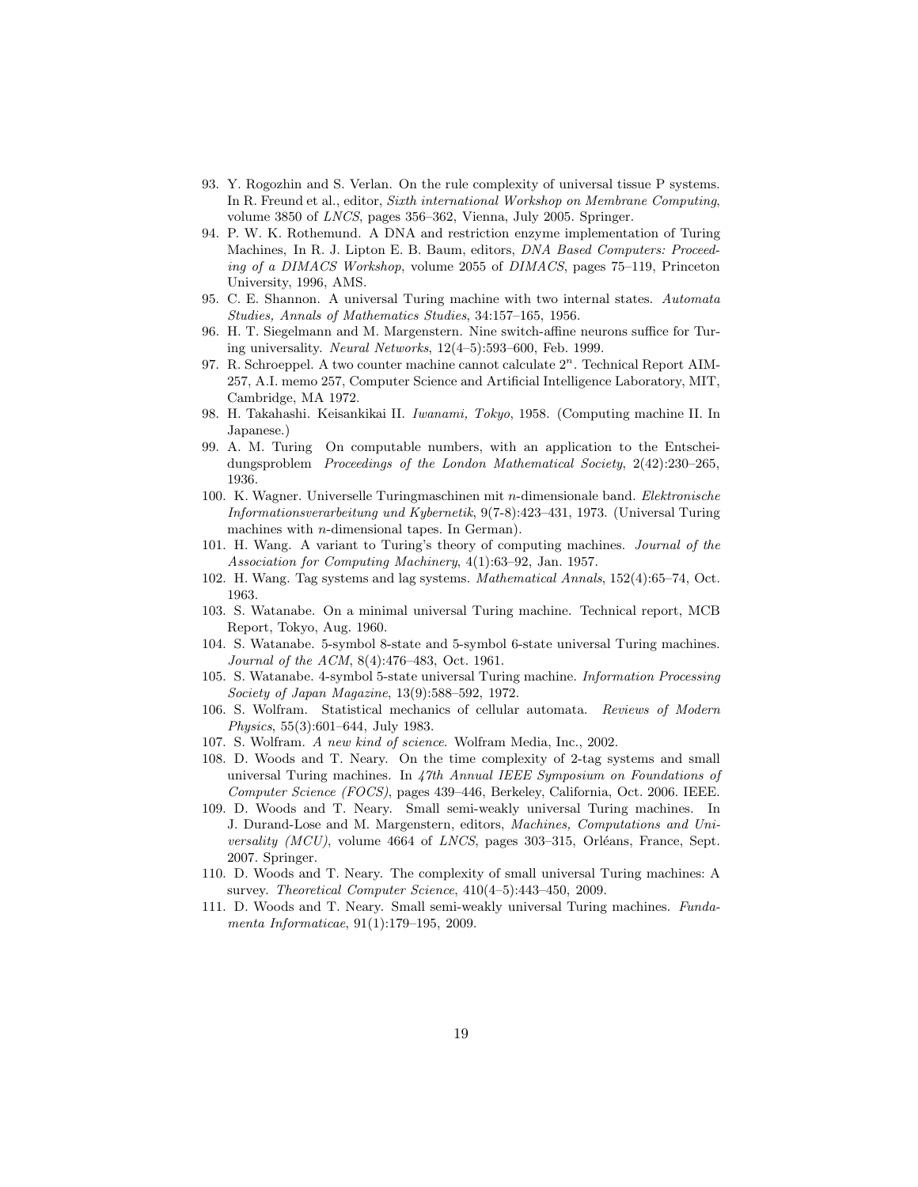93. Y. Rogozhin and S. Verlan. On the rule complexity of universal tissue P systems. In R. Freund et al., editor, *Sixth international Workshop on Membrane Computing*, volume 3850 of *LNCS*, pages 356–362, Vienna, July 2005. Springer.
94. P. W. K. Rothemund. A DNA and restriction enzyme implementation of Turing Machines, In R. J. Lipton E. B. Baum, editors, *DNA Based Computers: Proceeding of a DIMACS Workshop*, volume 2055 of *DIMACS*, pages 75–119, Princeton University, 1996, AMS.
95. C. E. Shannon. A universal Turing machine with two internal states. *Automata Studies, Annals of Mathematics Studies*, 34:157–165, 1956.
96. H. T. Siegelmann and M. Margenstern. Nine switch-affine neurons suffice for Turing universality. *Neural Networks*, 12(4–5):593–600, Feb. 1999.
97. R. Schroeppel. A two counter machine cannot calculate $2^n$. Technical Report AIM-257, A.I. memo 257, Computer Science and Artificial Intelligence Laboratory, MIT, Cambridge, MA 1972.
98. H. Takahashi. Keisankikai II. *Iwanami, Tokyo*, 1958. (Computing machine II. In Japanese.)
99. A. M. Turing On computable numbers, with an application to the Entscheidungsproblem *Proceedings of the London Mathematical Society*, 2(42):230–265, 1936.
100. K. Wagner. Universelle Turingmaschinen mit $n$-dimensionale band. *Elektronische Informationsverarbeitung und Kybernetik*, 9(7-8):423–431, 1973. (Universal Turing machines with $n$-dimensional tapes. In German).
101. H. Wang. A variant to Turing's theory of computing machines. *Journal of the Association for Computing Machinery*, 4(1):63–92, Jan. 1957.
102. H. Wang. Tag systems and lag systems. *Mathematical Annals*, 152(4):65–74, Oct. 1963.
103. S. Watanabe. On a minimal universal Turing machine. Technical report, MCB Report, Tokyo, Aug. 1960.
104. S. Watanabe. 5-symbol 8-state and 5-symbol 6-state universal Turing machines. *Journal of the ACM*, 8(4):476–483, Oct. 1961.
105. S. Watanabe. 4-symbol 5-state universal Turing machine. *Information Processing Society of Japan Magazine*, 13(9):588–592, 1972.
106. S. Wolfram. Statistical mechanics of cellular automata. *Reviews of Modern Physics*, 55(3):601–644, July 1983.
107. S. Wolfram. *A new kind of science*. Wolfram Media, Inc., 2002.
108. D. Woods and T. Neary. On the time complexity of 2-tag systems and small universal Turing machines. In *47th Annual IEEE Symposium on Foundations of Computer Science (FOCS)*, pages 439–446, Berkeley, California, Oct. 2006. IEEE.
109. D. Woods and T. Neary. Small semi-weakly universal Turing machines. In J. Durand-Lose and M. Margenstern, editors, *Machines, Computations and Universality (MCU)*, volume 4664 of *LNCS*, pages 303–315, Orléans, France, Sept. 2007. Springer.
110. D. Woods and T. Neary. The complexity of small universal Turing machines: A survey. *Theoretical Computer Science*, 410(4–5):443–450, 2009.
111. D. Woods and T. Neary. Small semi-weakly universal Turing machines. *Fundamenta Informaticae*, 91(1):179–195, 2009.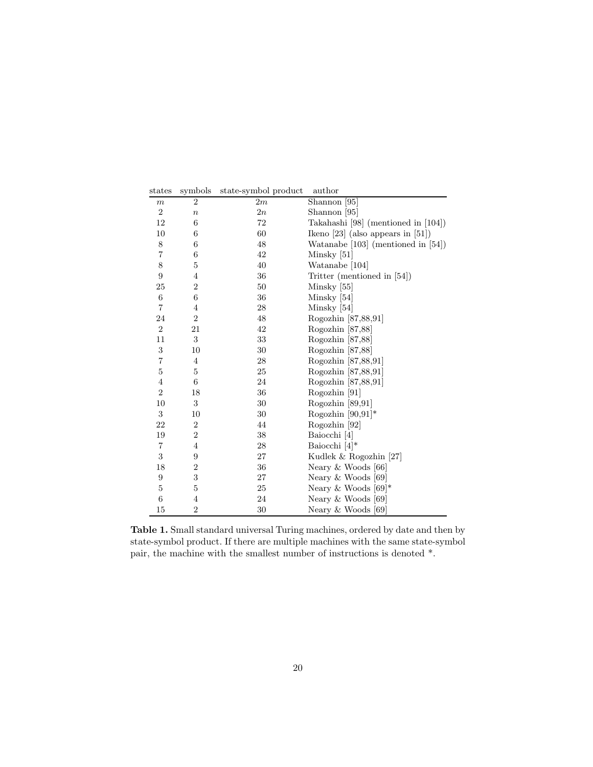| states | symbols | state-symbol product | author |
|---|---|---|---|
| $m$ | 2 | $2m$ | Shannon [95] |
| 2 | $n$ | $2n$ | Shannon [95] |
| 12 | 6 | 72 | Takahashi [98] (mentioned in [104]) |
| 10 | 6 | 60 | Ikeno [23] (also appears in [51]) |
| 8 | 6 | 48 | Watanabe [103] (mentioned in [54]) |
| 7 | 6 | 42 | Minsky [51] |
| 8 | 5 | 40 | Watanabe [104] |
| 9 | 4 | 36 | Tritter (mentioned in [54]) |
| 25 | 2 | 50 | Minsky [55] |
| 6 | 6 | 36 | Minsky [54] |
| 7 | 4 | 28 | Minsky [54] |
| 24 | 2 | 48 | Rogozhin [87,88,91] |
| 2 | 21 | 42 | Rogozhin [87,88] |
| 11 | 3 | 33 | Rogozhin [87,88] |
| 3 | 10 | 30 | Rogozhin [87,88] |
| 7 | 4 | 28 | Rogozhin [87,88,91] |
| 5 | 5 | 25 | Rogozhin [87,88,91] |
| 4 | 6 | 24 | Rogozhin [87,88,91] |
| 2 | 18 | 36 | Rogozhin [91] |
| 10 | 3 | 30 | Rogozhin [89,91] |
| 3 | 10 | 30 | Rogozhin [90,91]* |
| 22 | 2 | 44 | Rogozhin [92] |
| 19 | 2 | 38 | Baiocchi [4] |
| 7 | 4 | 28 | Baiocchi [4]* |
| 3 | 9 | 27 | Kudlek & Rogozhin [27] |
| 18 | 2 | 36 | Neary & Woods [66] |
| 9 | 3 | 27 | Neary & Woods [69] |
| 5 | 5 | 25 | Neary & Woods [69]* |
| 6 | 4 | 24 | Neary & Woods [69] |
| 15 | 2 | 30 | Neary & Woods [69] |

**Table 1.** Small standard universal Turing machines, ordered by date and then by state-symbol product. If there are multiple machines with the same state-symbol pair, the machine with the smallest number of instructions is denoted *.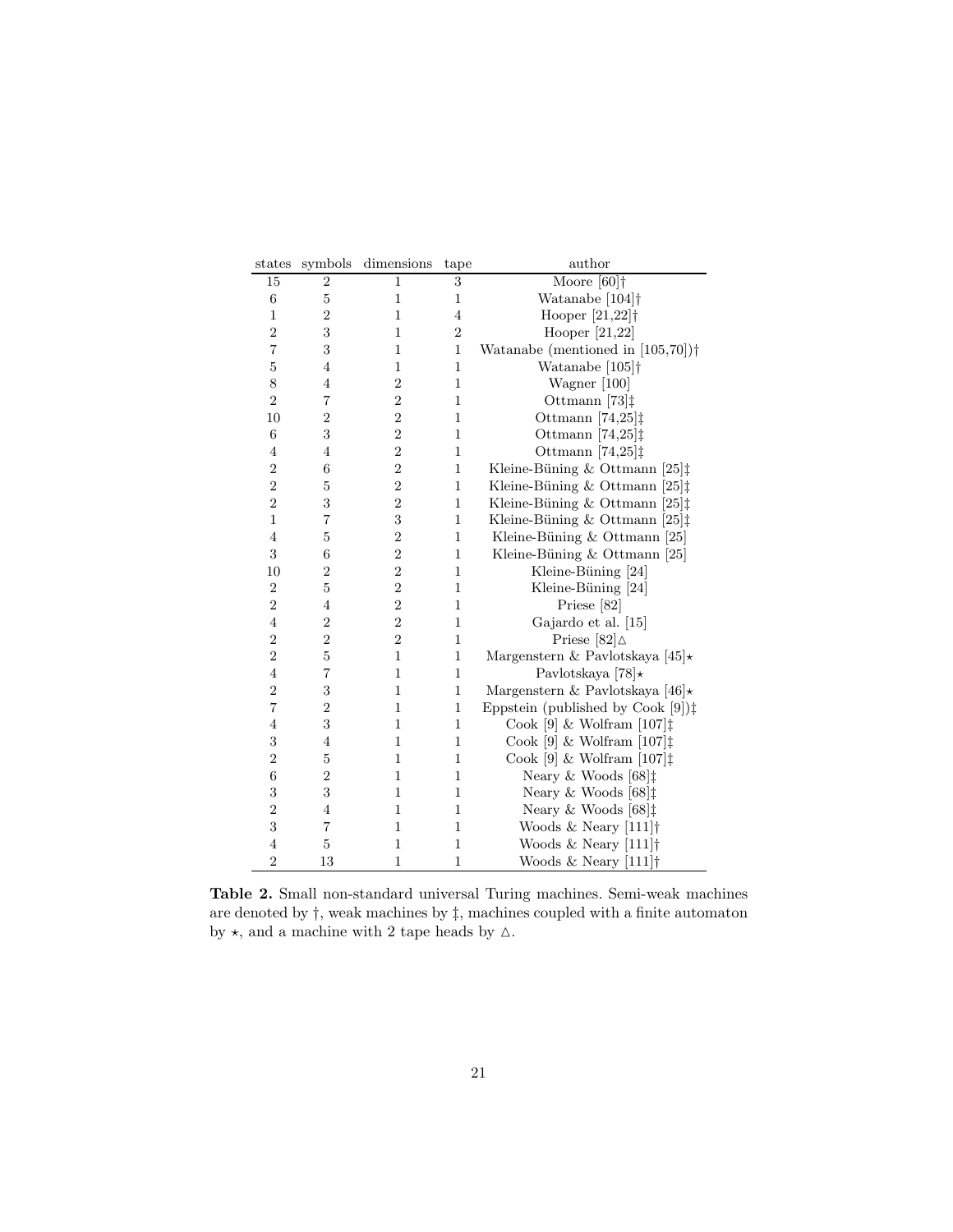| states | symbols | dimensions | tape | author |
|---|---|---|---|---|
| 15 | 2 | 1 | 3 | Moore [60]† |
| 6 | 5 | 1 | 1 | Watanabe [104]† |
| 1 | 2 | 1 | 4 | Hooper [21,22]† |
| 2 | 3 | 1 | 2 | Hooper [21,22] |
| 7 | 3 | 1 | 1 | Watanabe (mentioned in [105,70])† |
| 5 | 4 | 1 | 1 | Watanabe [105]† |
| 8 | 4 | 2 | 1 | Wagner [100] |
| 2 | 7 | 2 | 1 | Ottmann [73]‡ |
| 10 | 2 | 2 | 1 | Ottmann [74,25]‡ |
| 6 | 3 | 2 | 1 | Ottmann [74,25]‡ |
| 4 | 4 | 2 | 1 | Ottmann [74,25]‡ |
| 2 | 6 | 2 | 1 | Kleine-Büning & Ottmann [25]‡ |
| 2 | 5 | 2 | 1 | Kleine-Büning & Ottmann [25]‡ |
| 2 | 3 | 2 | 1 | Kleine-Büning & Ottmann [25]‡ |
| 1 | 7 | 3 | 1 | Kleine-Büning & Ottmann [25]‡ |
| 4 | 5 | 2 | 1 | Kleine-Büning & Ottmann [25] |
| 3 | 6 | 2 | 1 | Kleine-Büning & Ottmann [25] |
| 10 | 2 | 2 | 1 | Kleine-Büning [24] |
| 2 | 5 | 2 | 1 | Kleine-Büning [24] |
| 2 | 4 | 2 | 1 | Priese [82] |
| 4 | 2 | 2 | 1 | Gajardo et al. [15] |
| 2 | 2 | 2 | 1 | Priese [82]△ |
| 2 | 5 | 1 | 1 | Margenstern & Pavlotskaya [45]⋆ |
| 4 | 7 | 1 | 1 | Pavlotskaya [78]⋆ |
| 2 | 3 | 1 | 1 | Margenstern & Pavlotskaya [46]⋆ |
| 7 | 2 | 1 | 1 | Eppstein (published by Cook [9])‡ |
| 4 | 3 | 1 | 1 | Cook [9] & Wolfram [107]‡ |
| 3 | 4 | 1 | 1 | Cook [9] & Wolfram [107]‡ |
| 2 | 5 | 1 | 1 | Cook [9] & Wolfram [107]‡ |
| 6 | 2 | 1 | 1 | Neary & Woods [68]‡ |
| 3 | 3 | 1 | 1 | Neary & Woods [68]‡ |
| 2 | 4 | 1 | 1 | Neary & Woods [68]‡ |
| 3 | 7 | 1 | 1 | Woods & Neary [111]† |
| 4 | 5 | 1 | 1 | Woods & Neary [111]† |
| 2 | 13 | 1 | 1 | Woods & Neary [111]† |

**Table 2.** Small non-standard universal Turing machines. Semi-weak machines are denoted by †, weak machines by ‡, machines coupled with a finite automaton by ⋆, and a machine with 2 tape heads by △.